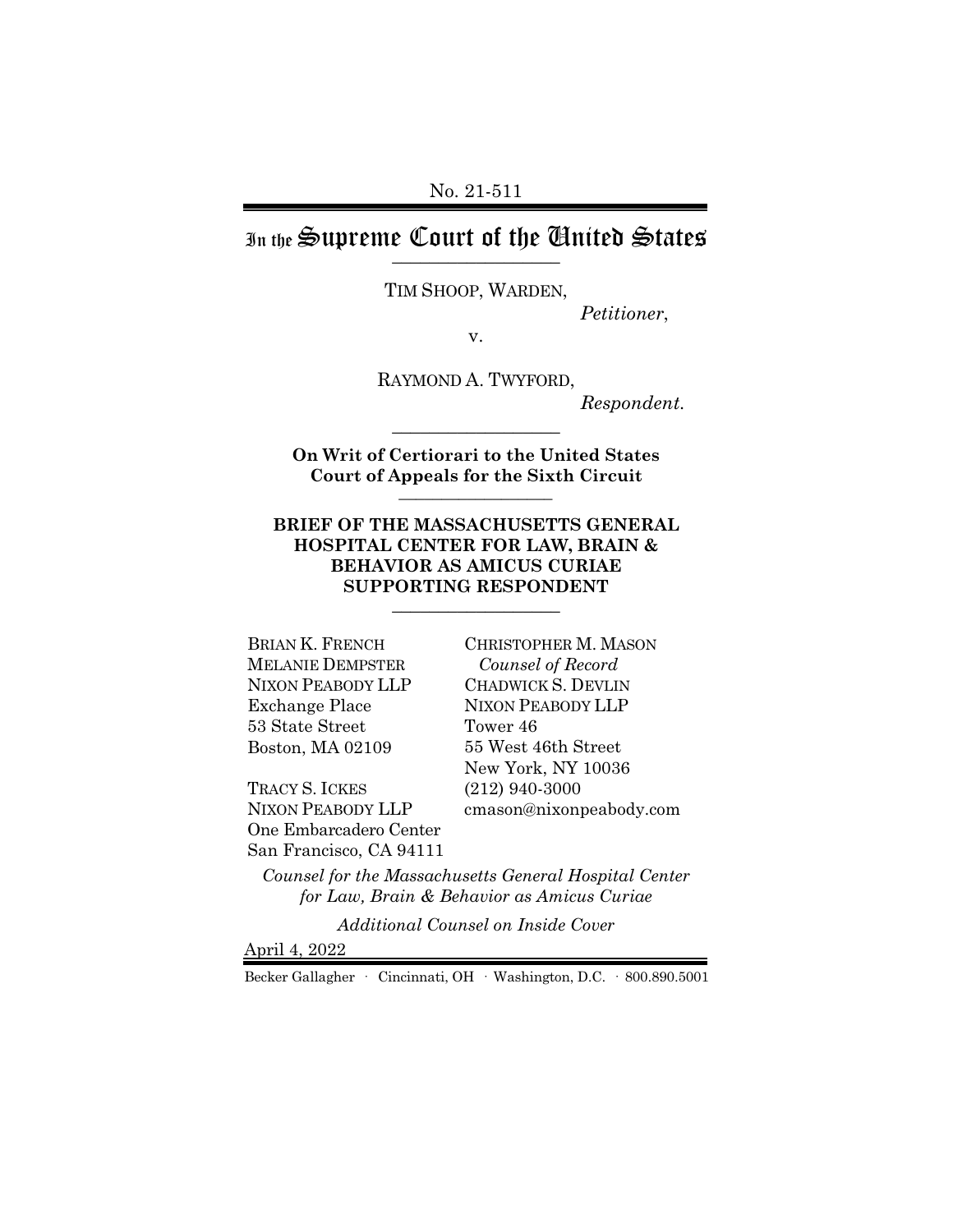No. 21-511

# In the Supreme Court of the United States

TIM SHOOP, WARDEN,

*Petitioner*,

v.

RAYMOND A. TWYFORD,

*Respondent.*

**On Writ of Certiorari to the United States Court of Appeals for the Sixth Circuit**

**BRIEF OF THE MASSACHUSETTS GENERAL HOSPITAL CENTER FOR LAW, BRAIN & BEHAVIOR AS AMICUS CURIAE SUPPORTING RESPONDENT**

BRIAN K. FRENCH
MELANIE DEMPSTER
NIXON PEABODY LLP
Exchange Place
53 State Street
Boston, MA 02109

TRACY S. ICKES
NIXON PEABODY LLP
One Embarcadero Center
San Francisco, CA 94111

CHRISTOPHER M. MASON
*Counsel of Record*
CHADWICK S. DEVLIN
NIXON PEABODY LLP
Tower 46
55 West 46th Street
New York, NY 10036
(212) 940-3000
cmason@nixonpeabody.com

*Counsel for the Massachusetts General Hospital Center for Law, Brain & Behavior as Amicus Curiae*

*Additional Counsel on Inside Cover*

April 4, 2022

Becker Gallagher · Cincinnati, OH · Washington, D.C. · 800.890.5001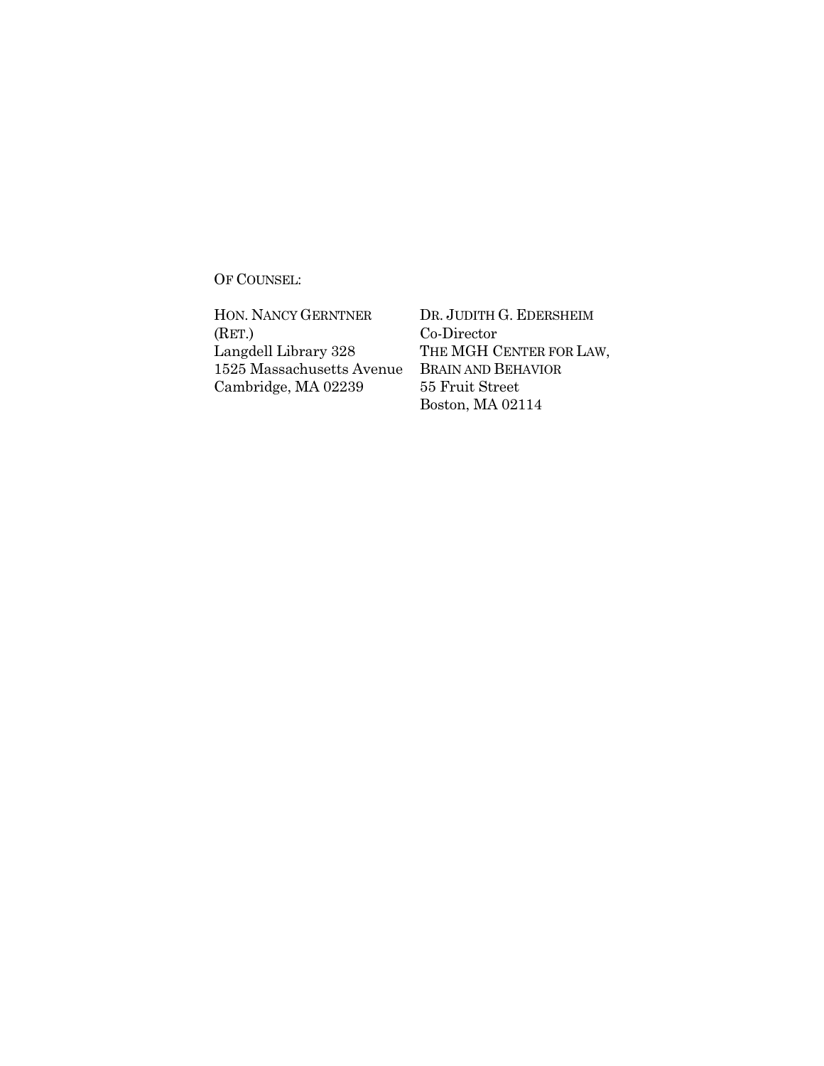OF COUNSEL:

HON. NANCY GERNTNER (RET.)
Langdell Library 328
1525 Massachusetts Avenue
Cambridge, MA 02239

DR. JUDITH G. EDERSHEIM
Co-Director
THE MGH CENTER FOR LAW, BRAIN AND BEHAVIOR
55 Fruit Street
Boston, MA 02114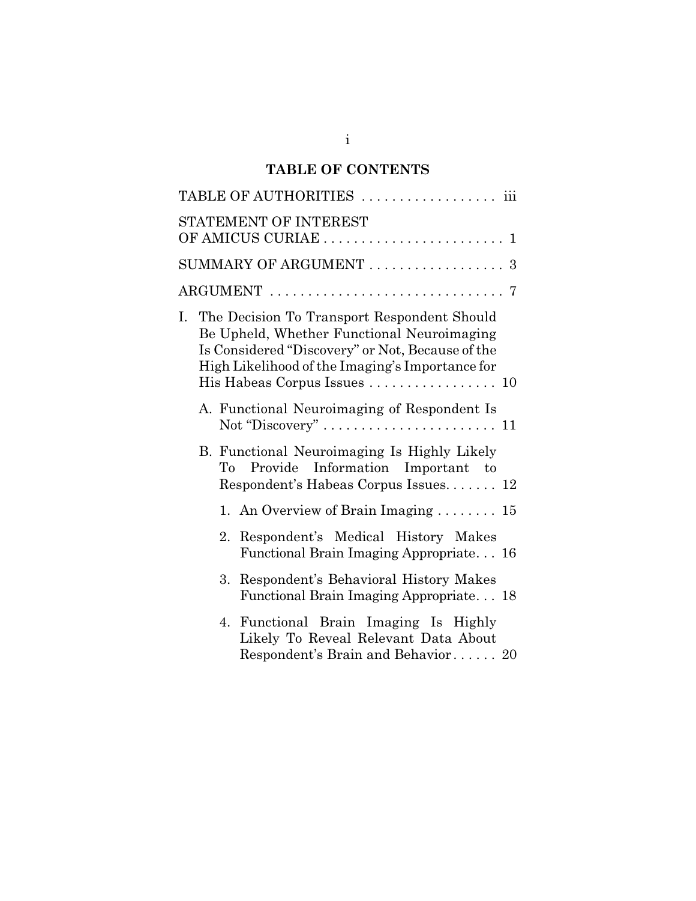# TABLE OF CONTENTS

TABLE OF AUTHORITIES . . . . . . . . . . . . . . . . . . iii

STATEMENT OF INTEREST OF AMICUS CURIAE . . . . . . . . . . . . . . . . . . . . . . . . 1

SUMMARY OF ARGUMENT . . . . . . . . . . . . . . . . . . 3

ARGUMENT . . . . . . . . . . . . . . . . . . . . . . . . . . . . . . . 7

I. The Decision To Transport Respondent Should Be Upheld, Whether Functional Neuroimaging Is Considered "Discovery" or Not, Because of the High Likelihood of the Imaging's Importance for His Habeas Corpus Issues . . . . . . . . . . . . . . . . . 10

   A. Functional Neuroimaging of Respondent Is Not "Discovery" . . . . . . . . . . . . . . . . . . . . . . . 11

   B. Functional Neuroimaging Is Highly Likely To Provide Information Important to Respondent's Habeas Corpus Issues. . . . . . . 12

      1. An Overview of Brain Imaging . . . . . . . . 15

      2. Respondent's Medical History Makes Functional Brain Imaging Appropriate. . . 16

      3. Respondent's Behavioral History Makes Functional Brain Imaging Appropriate. . . 18

      4. Functional Brain Imaging Is Highly Likely To Reveal Relevant Data About Respondent's Brain and Behavior . . . . . . 20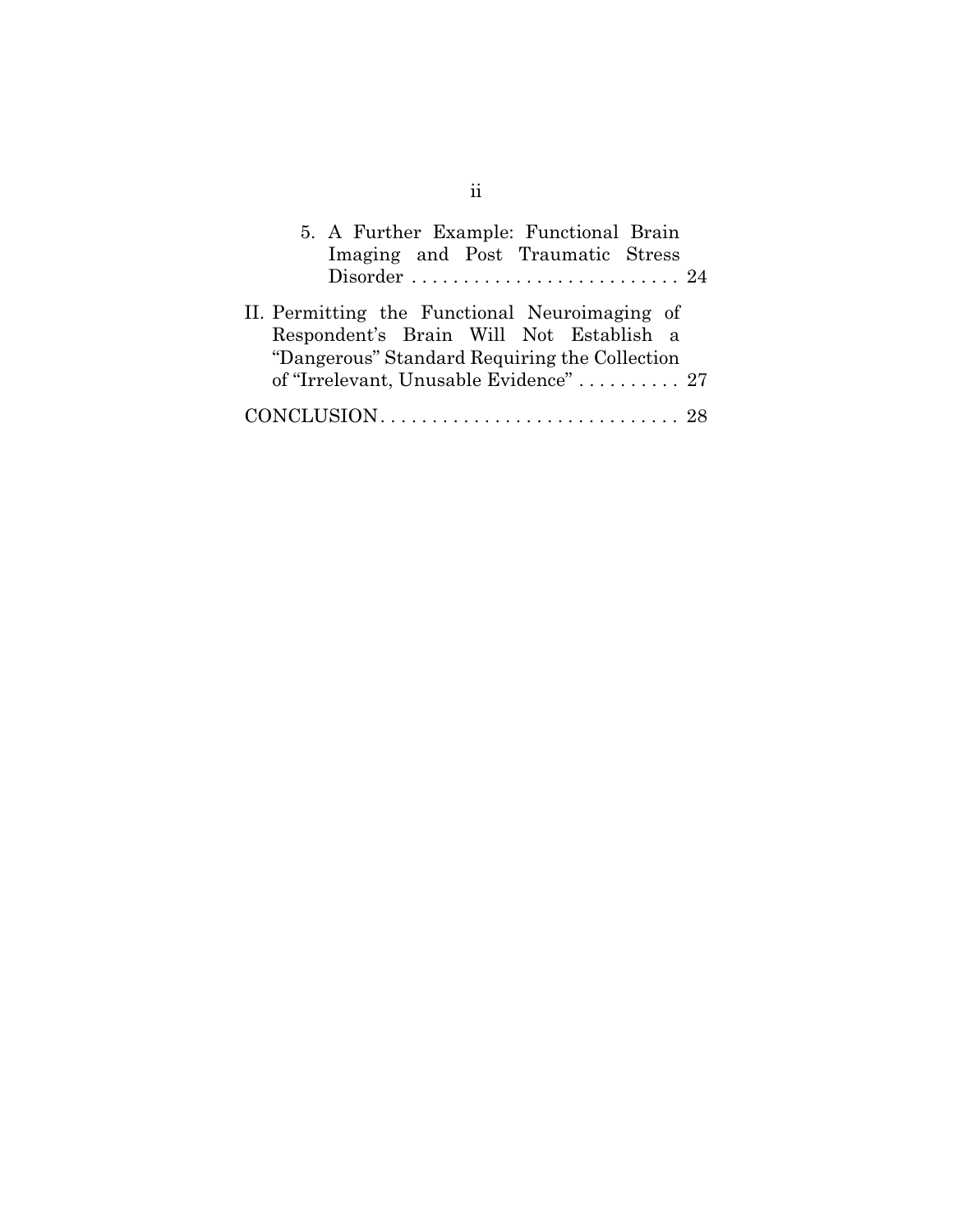5. A Further Example: Functional Brain Imaging and Post Traumatic Stress Disorder . . . . . . . . . . . . . . . . . . . . . . . . . . 24

II. Permitting the Functional Neuroimaging of Respondent's Brain Will Not Establish a "Dangerous" Standard Requiring the Collection of "Irrelevant, Unusable Evidence" . . . . . . . . . . 27

CONCLUSION . . . . . . . . . . . . . . . . . . . . . . . . . . . . . 28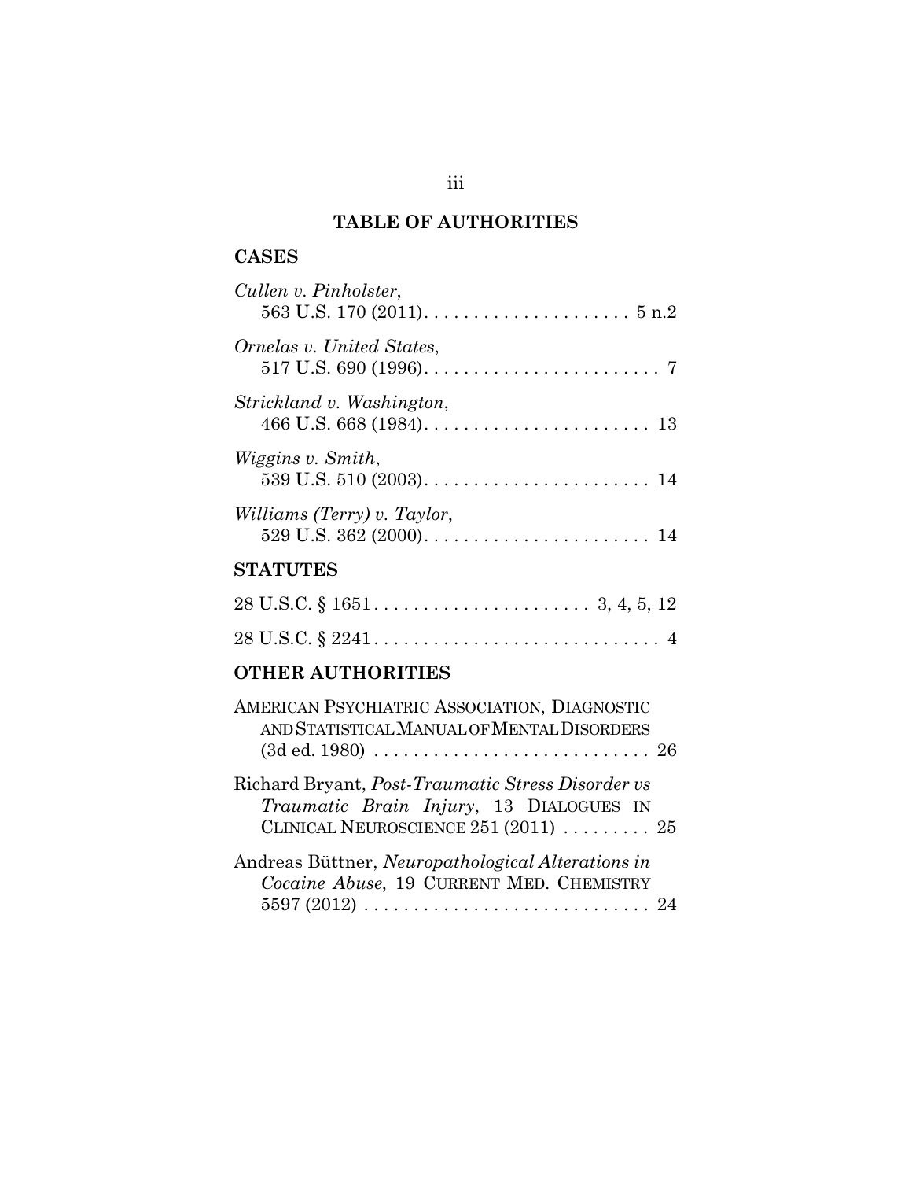# TABLE OF AUTHORITIES

## CASES

*Cullen v. Pinholster*,
563 U.S. 170 (2011). . . . . . . . . . . . . . . . . . . . . 5 n.2

*Ornelas v. United States*,
517 U.S. 690 (1996). . . . . . . . . . . . . . . . . . . . . . . . 7

*Strickland v. Washington*,
466 U.S. 668 (1984). . . . . . . . . . . . . . . . . . . . . . . 13

*Wiggins v. Smith*,
539 U.S. 510 (2003). . . . . . . . . . . . . . . . . . . . . . . 14

*Williams (Terry) v. Taylor*,
529 U.S. 362 (2000). . . . . . . . . . . . . . . . . . . . . . . 14

## STATUTES

28 U.S.C. § 1651 . . . . . . . . . . . . . . . . . . . . . . 3, 4, 5, 12

28 U.S.C. § 2241 . . . . . . . . . . . . . . . . . . . . . . . . . . . . 4

## OTHER AUTHORITIES

AMERICAN PSYCHIATRIC ASSOCIATION, DIAGNOSTIC AND STATISTICAL MANUAL OF MENTAL DISORDERS (3d ed. 1980) . . . . . . . . . . . . . . . . . . . . . . . . . . . 26

Richard Bryant, *Post-Traumatic Stress Disorder vs Traumatic Brain Injury*, 13 DIALOGUES IN CLINICAL NEUROSCIENCE 251 (2011) . . . . . . . . . 25

Andreas Büttner, *Neuropathological Alterations in Cocaine Abuse*, 19 CURRENT MED. CHEMISTRY 5597 (2012) . . . . . . . . . . . . . . . . . . . . . . . . . . . . 24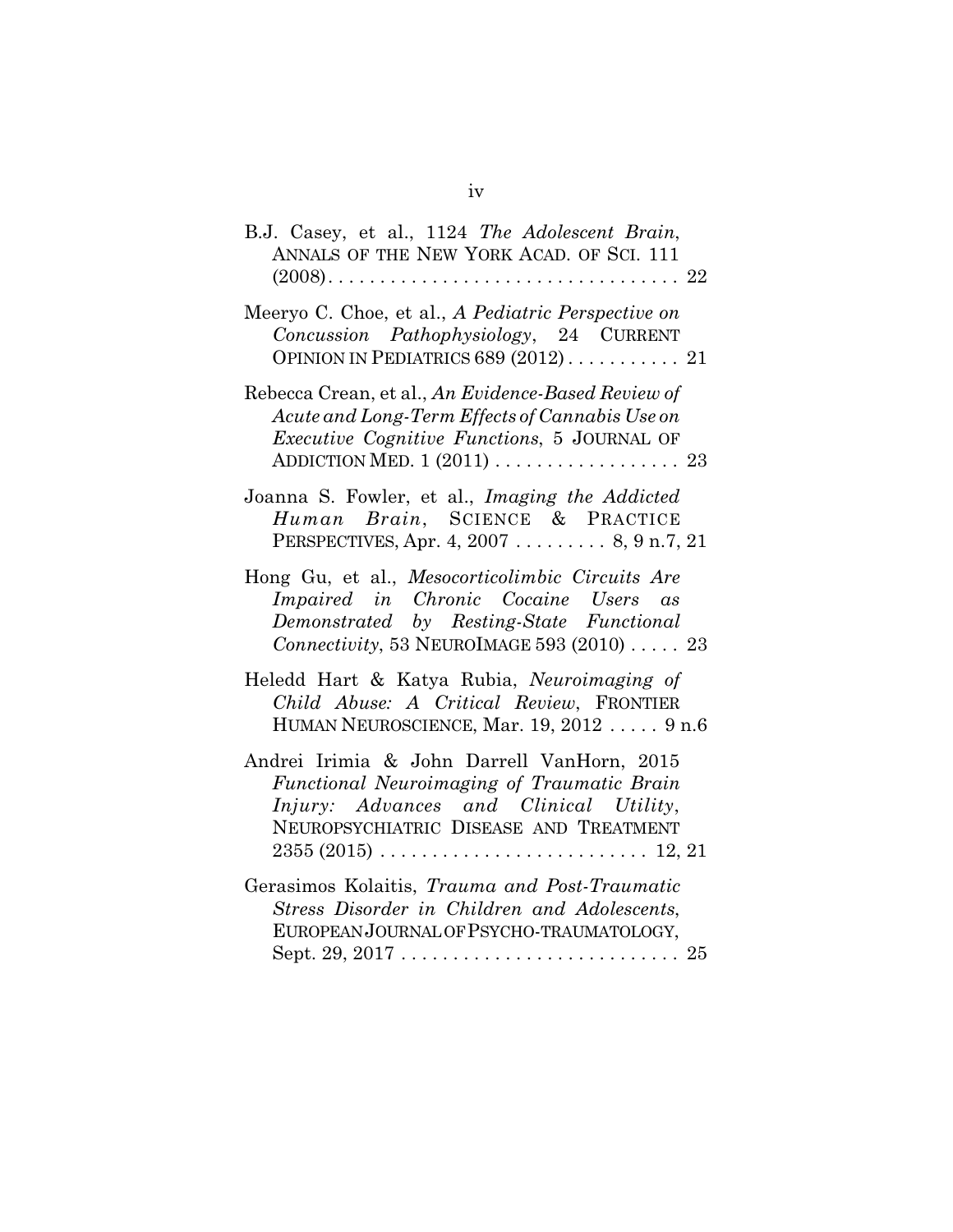B.J. Casey, et al., 1124 *The Adolescent Brain*, ANNALS OF THE NEW YORK ACAD. OF SCI. 111 (2008). . . . . . . . . . . . . . . . . . . . . . . . . . . . . . . . . . 22

Meeryo C. Choe, et al., *A Pediatric Perspective on Concussion Pathophysiology*, 24 CURRENT OPINION IN PEDIATRICS 689 (2012) . . . . . . . . . . . 21

Rebecca Crean, et al., *An Evidence-Based Review of Acute and Long-Term Effects of Cannabis Use on Executive Cognitive Functions*, 5 JOURNAL OF ADDICTION MED. 1 (2011) . . . . . . . . . . . . . . . . . . 23

Joanna S. Fowler, et al., *Imaging the Addicted Human Brain*, SCIENCE & PRACTICE PERSPECTIVES, Apr. 4, 2007 . . . . . . . . . 8, 9 n.7, 21

Hong Gu, et al., *Mesocorticolimbic Circuits Are Impaired in Chronic Cocaine Users as Demonstrated by Resting-State Functional Connectivity*, 53 NEUROIMAGE 593 (2010) . . . . . 23

Heledd Hart & Katya Rubia, *Neuroimaging of Child Abuse: A Critical Review*, FRONTIER HUMAN NEUROSCIENCE, Mar. 19, 2012 . . . . . 9 n.6

Andrei Irimia & John Darrell VanHorn, 2015 *Functional Neuroimaging of Traumatic Brain Injury: Advances and Clinical Utility*, NEUROPSYCHIATRIC DISEASE AND TREATMENT 2355 (2015) . . . . . . . . . . . . . . . . . . . . . . . . . . 12, 21

Gerasimos Kolaitis, *Trauma and Post-Traumatic Stress Disorder in Children and Adolescents*, EUROPEAN JOURNAL OF PSYCHO-TRAUMATOLOGY, Sept. 29, 2017 . . . . . . . . . . . . . . . . . . . . . . . . . . . 25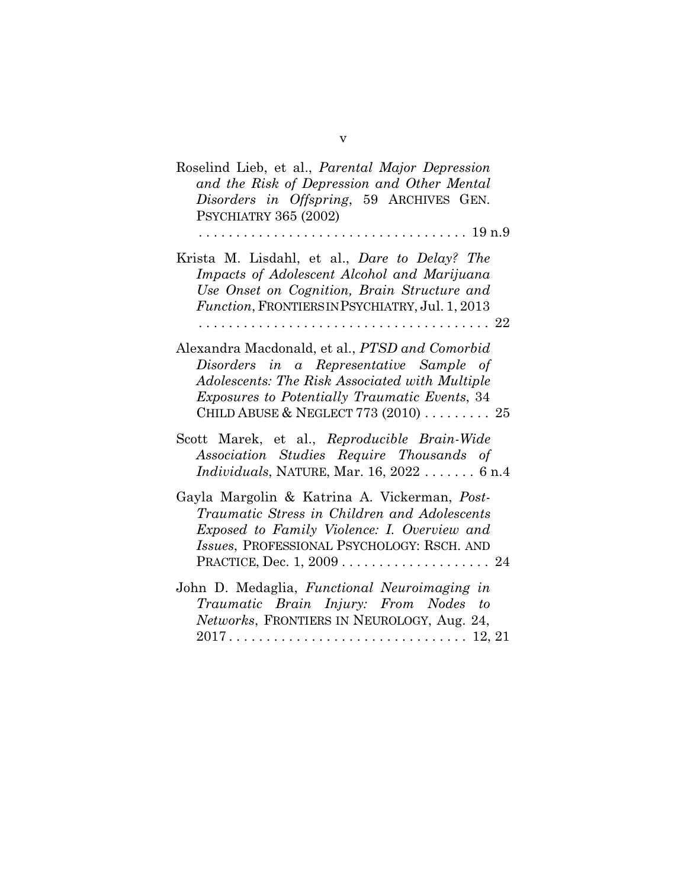Roselind Lieb, et al., *Parental Major Depression and the Risk of Depression and Other Mental Disorders in Offspring*, 59 ARCHIVES GEN. PSYCHIATRY 365 (2002) . . . . . . . . . . . . . . . . . . . . . . . . . . . . . . . . . . . . 19 n.9

Krista M. Lisdahl, et al., *Dare to Delay? The Impacts of Adolescent Alcohol and Marijuana Use Onset on Cognition, Brain Structure and Function*, FRONTIERS IN PSYCHIATRY, Jul. 1, 2013 . . . . . . . . . . . . . . . . . . . . . . . . . . . . . . . . . . . . . . 22

Alexandra Macdonald, et al., *PTSD and Comorbid Disorders in a Representative Sample of Adolescents: The Risk Associated with Multiple Exposures to Potentially Traumatic Events*, 34 CHILD ABUSE & NEGLECT 773 (2010) . . . . . . . . . 25

Scott Marek, et al., *Reproducible Brain-Wide Association Studies Require Thousands of Individuals*, NATURE, Mar. 16, 2022 . . . . . . . 6 n.4

Gayla Margolin & Katrina A. Vickerman, *Post-Traumatic Stress in Children and Adolescents Exposed to Family Violence: I. Overview and Issues*, PROFESSIONAL PSYCHOLOGY: RSCH. AND PRACTICE, Dec. 1, 2009 . . . . . . . . . . . . . . . . . . . . 24

John D. Medaglia, *Functional Neuroimaging in Traumatic Brain Injury: From Nodes to Networks*, FRONTIERS IN NEUROLOGY, Aug. 24, 2017 . . . . . . . . . . . . . . . . . . . . . . . . . . . . . . . . 12, 21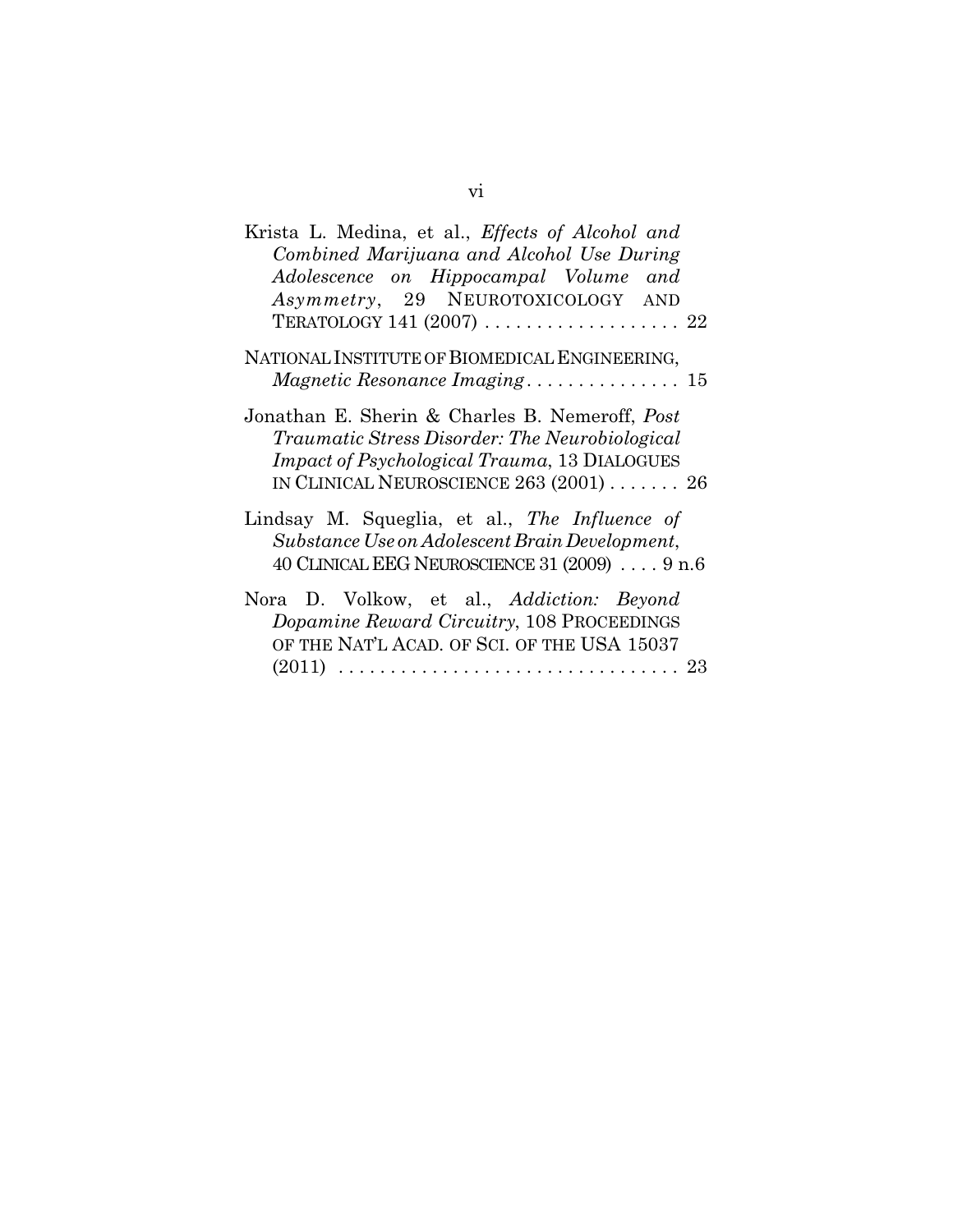Krista L. Medina, et al., *Effects of Alcohol and Combined Marijuana and Alcohol Use During Adolescence on Hippocampal Volume and Asymmetry*, 29 NEUROTOXICOLOGY AND TERATOLOGY 141 (2007) . . . . . . . . . . . . . . . . . . 22

NATIONAL INSTITUTE OF BIOMEDICAL ENGINEERING, *Magnetic Resonance Imaging* . . . . . . . . . . . . . . . 15

Jonathan E. Sherin & Charles B. Nemeroff, *Post Traumatic Stress Disorder: The Neurobiological Impact of Psychological Trauma*, 13 DIALOGUES IN CLINICAL NEUROSCIENCE 263 (2001) . . . . . . . 26

Lindsay M. Squeglia, et al., *The Influence of Substance Use on Adolescent Brain Development*, 40 CLINICAL EEG NEUROSCIENCE 31 (2009) . . . . 9 n.6

Nora D. Volkow, et al., *Addiction: Beyond Dopamine Reward Circuitry*, 108 PROCEEDINGS OF THE NAT'L ACAD. OF SCI. OF THE USA 15037 (2011) . . . . . . . . . . . . . . . . . . . . . . . . . . . . . . . 23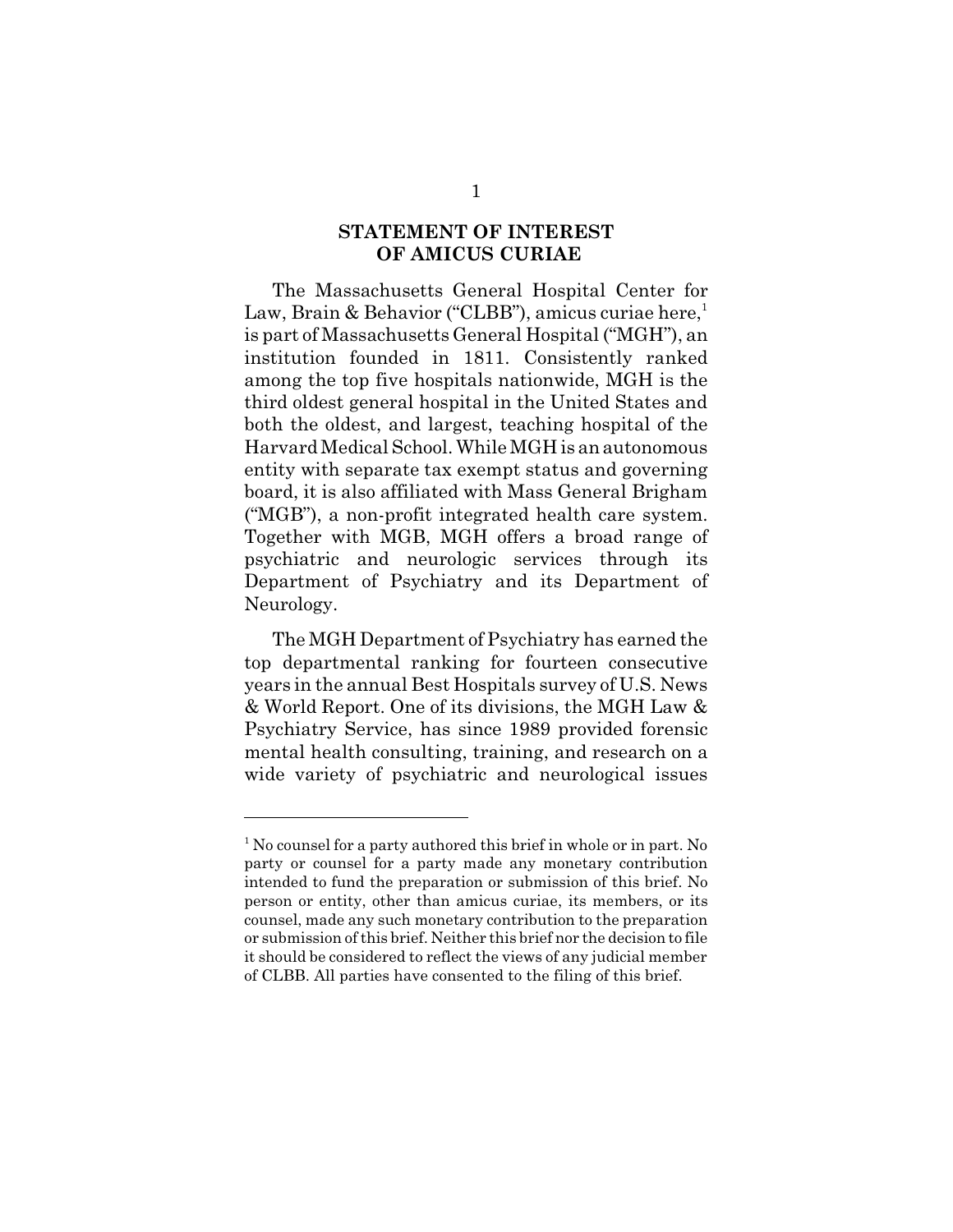## STATEMENT OF INTEREST OF AMICUS CURIAE

The Massachusetts General Hospital Center for Law, Brain & Behavior ("CLBB"), amicus curiae here,[1] is part of Massachusetts General Hospital ("MGH"), an institution founded in 1811. Consistently ranked among the top five hospitals nationwide, MGH is the third oldest general hospital in the United States and both the oldest, and largest, teaching hospital of the Harvard Medical School. While MGH is an autonomous entity with separate tax exempt status and governing board, it is also affiliated with Mass General Brigham ("MGB"), a non-profit integrated health care system. Together with MGB, MGH offers a broad range of psychiatric and neurologic services through its Department of Psychiatry and its Department of Neurology.

The MGH Department of Psychiatry has earned the top departmental ranking for fourteen consecutive years in the annual Best Hospitals survey of U.S. News & World Report. One of its divisions, the MGH Law & Psychiatry Service, has since 1989 provided forensic mental health consulting, training, and research on a wide variety of psychiatric and neurological issues

---

[1] No counsel for a party authored this brief in whole or in part. No party or counsel for a party made any monetary contribution intended to fund the preparation or submission of this brief. No person or entity, other than amicus curiae, its members, or its counsel, made any such monetary contribution to the preparation or submission of this brief. Neither this brief nor the decision to file it should be considered to reflect the views of any judicial member of CLBB. All parties have consented to the filing of this brief.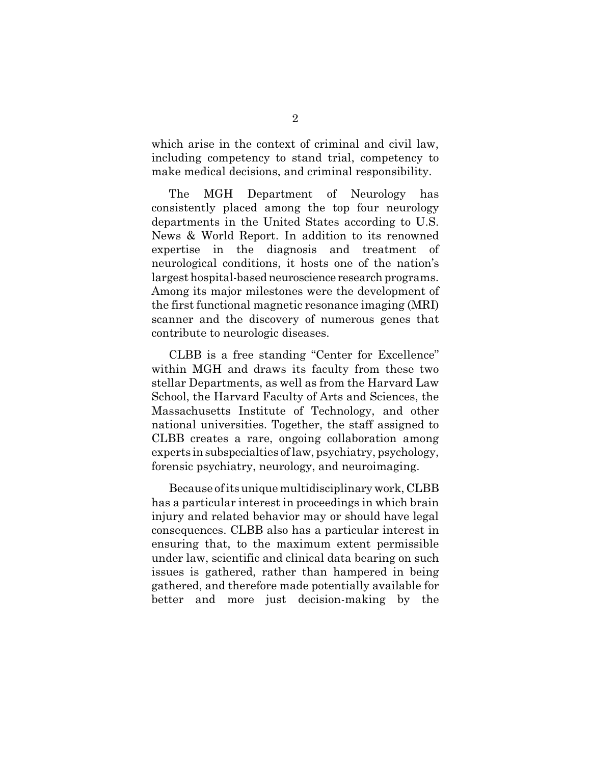which arise in the context of criminal and civil law, including competency to stand trial, competency to make medical decisions, and criminal responsibility.

The MGH Department of Neurology has consistently placed among the top four neurology departments in the United States according to U.S. News & World Report. In addition to its renowned expertise in the diagnosis and treatment of neurological conditions, it hosts one of the nation's largest hospital-based neuroscience research programs. Among its major milestones were the development of the first functional magnetic resonance imaging (MRI) scanner and the discovery of numerous genes that contribute to neurologic diseases.

CLBB is a free standing "Center for Excellence" within MGH and draws its faculty from these two stellar Departments, as well as from the Harvard Law School, the Harvard Faculty of Arts and Sciences, the Massachusetts Institute of Technology, and other national universities. Together, the staff assigned to CLBB creates a rare, ongoing collaboration among experts in subspecialties of law, psychiatry, psychology, forensic psychiatry, neurology, and neuroimaging.

Because of its unique multidisciplinary work, CLBB has a particular interest in proceedings in which brain injury and related behavior may or should have legal consequences. CLBB also has a particular interest in ensuring that, to the maximum extent permissible under law, scientific and clinical data bearing on such issues is gathered, rather than hampered in being gathered, and therefore made potentially available for better and more just decision-making by the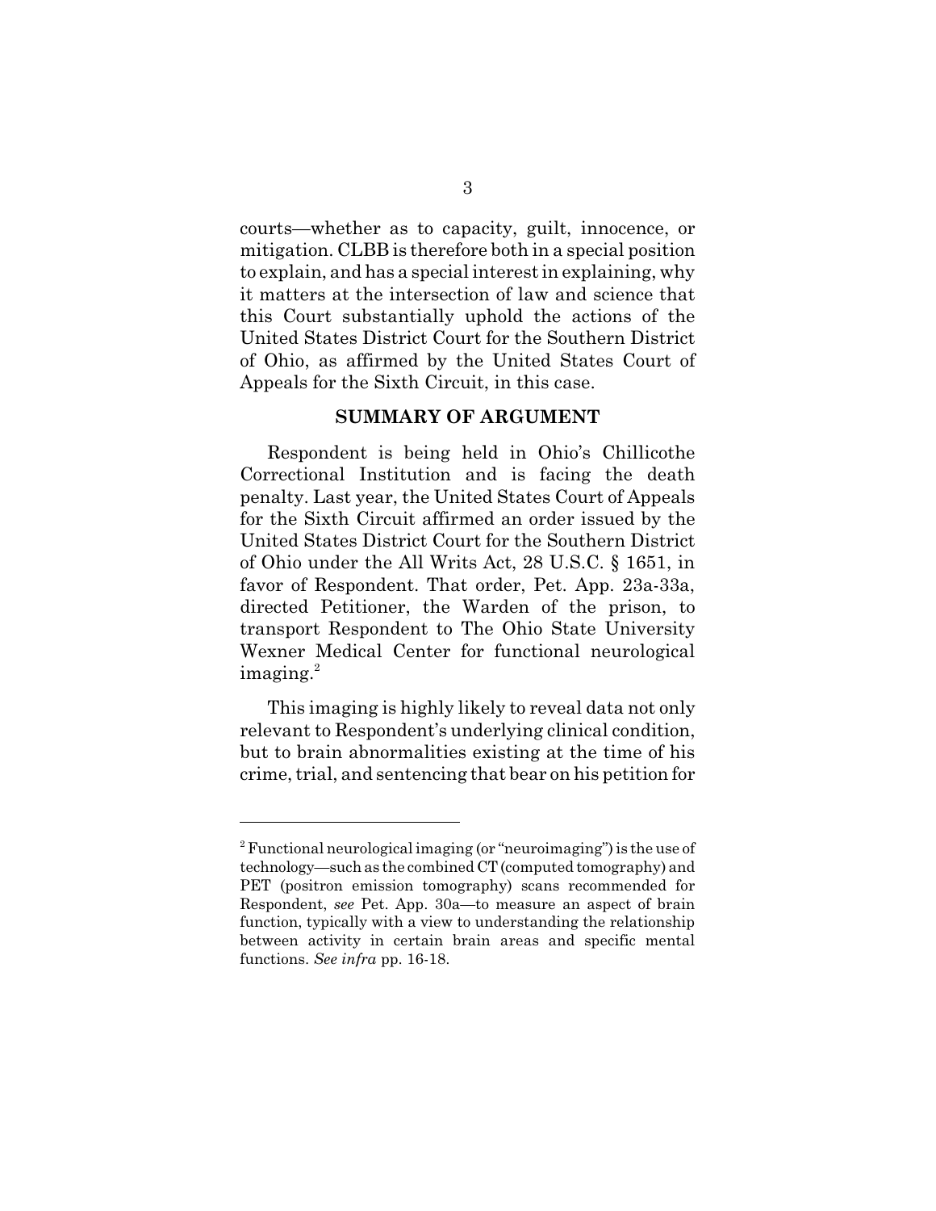courts—whether as to capacity, guilt, innocence, or mitigation. CLBB is therefore both in a special position to explain, and has a special interest in explaining, why it matters at the intersection of law and science that this Court substantially uphold the actions of the United States District Court for the Southern District of Ohio, as affirmed by the United States Court of Appeals for the Sixth Circuit, in this case.

## SUMMARY OF ARGUMENT

Respondent is being held in Ohio's Chillicothe Correctional Institution and is facing the death penalty. Last year, the United States Court of Appeals for the Sixth Circuit affirmed an order issued by the United States District Court for the Southern District of Ohio under the All Writs Act, 28 U.S.C. § 1651, in favor of Respondent. That order, Pet. App. 23a-33a, directed Petitioner, the Warden of the prison, to transport Respondent to The Ohio State University Wexner Medical Center for functional neurological imaging.[2]

This imaging is highly likely to reveal data not only relevant to Respondent's underlying clinical condition, but to brain abnormalities existing at the time of his crime, trial, and sentencing that bear on his petition for

---

[2] Functional neurological imaging (or "neuroimaging") is the use of technology—such as the combined CT (computed tomography) and PET (positron emission tomography) scans recommended for Respondent, *see* Pet. App. 30a—to measure an aspect of brain function, typically with a view to understanding the relationship between activity in certain brain areas and specific mental functions. *See infra* pp. 16-18.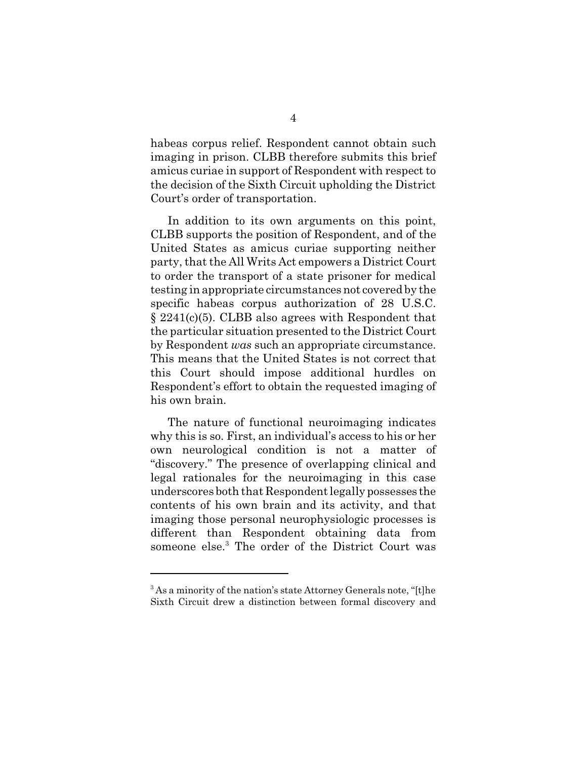habeas corpus relief. Respondent cannot obtain such imaging in prison. CLBB therefore submits this brief amicus curiae in support of Respondent with respect to the decision of the Sixth Circuit upholding the District Court's order of transportation.

In addition to its own arguments on this point, CLBB supports the position of Respondent, and of the United States as amicus curiae supporting neither party, that the All Writs Act empowers a District Court to order the transport of a state prisoner for medical testing in appropriate circumstances not covered by the specific habeas corpus authorization of 28 U.S.C. § 2241(c)(5). CLBB also agrees with Respondent that the particular situation presented to the District Court by Respondent *was* such an appropriate circumstance. This means that the United States is not correct that this Court should impose additional hurdles on Respondent's effort to obtain the requested imaging of his own brain.

The nature of functional neuroimaging indicates why this is so. First, an individual's access to his or her own neurological condition is not a matter of "discovery." The presence of overlapping clinical and legal rationales for the neuroimaging in this case underscores both that Respondent legally possesses the contents of his own brain and its activity, and that imaging those personal neurophysiologic processes is different than Respondent obtaining data from someone else.[3] The order of the District Court was

---

[3] As a minority of the nation's state Attorney Generals note, "[t]he Sixth Circuit drew a distinction between formal discovery and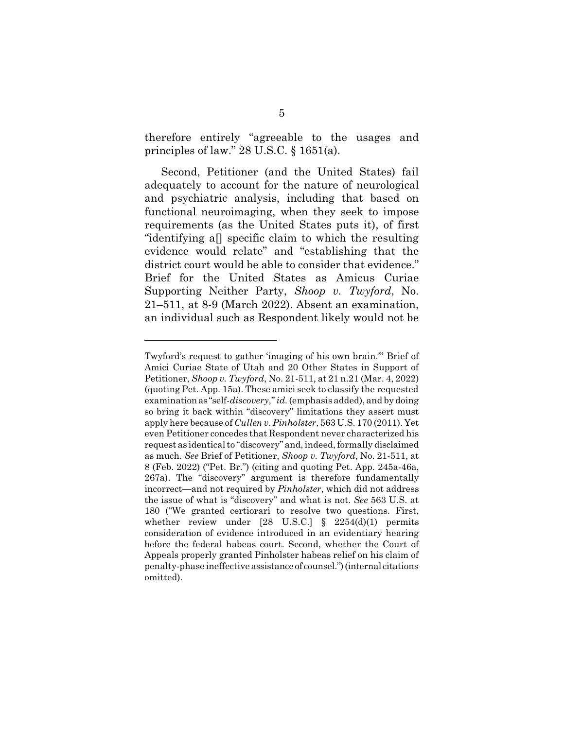therefore entirely "agreeable to the usages and principles of law." 28 U.S.C. § 1651(a).

Second, Petitioner (and the United States) fail adequately to account for the nature of neurological and psychiatric analysis, including that based on functional neuroimaging, when they seek to impose requirements (as the United States puts it), of first "identifying a[] specific claim to which the resulting evidence would relate" and "establishing that the district court would be able to consider that evidence." Brief for the United States as Amicus Curiae Supporting Neither Party, *Shoop v. Twyford*, No. 21–511, at 8-9 (March 2022). Absent an examination, an individual such as Respondent likely would not be

---

Twyford's request to gather 'imaging of his own brain.'" Brief of Amici Curiae State of Utah and 20 Other States in Support of Petitioner, *Shoop v. Twyford*, No. 21-511, at 21 n.21 (Mar. 4, 2022) (quoting Pet. App. 15a). These amici seek to classify the requested examination as "self-*discovery,*" *id.* (emphasis added), and by doing so bring it back within "discovery" limitations they assert must apply here because of *Cullen v. Pinholster*, 563 U.S. 170 (2011). Yet even Petitioner concedes that Respondent never characterized his request as identical to "discovery" and, indeed, formally disclaimed as much. *See* Brief of Petitioner, *Shoop v. Twyford*, No. 21-511, at 8 (Feb. 2022) ("Pet. Br.") (citing and quoting Pet. App. 245a-46a, 267a). The "discovery" argument is therefore fundamentally incorrect—and not required by *Pinholster*, which did not address the issue of what is "discovery" and what is not. *See* 563 U.S. at 180 ("We granted certiorari to resolve two questions. First, whether review under [28 U.S.C.] § 2254(d)(1) permits consideration of evidence introduced in an evidentiary hearing before the federal habeas court. Second, whether the Court of Appeals properly granted Pinholster habeas relief on his claim of penalty-phase ineffective assistance of counsel.") (internal citations omitted).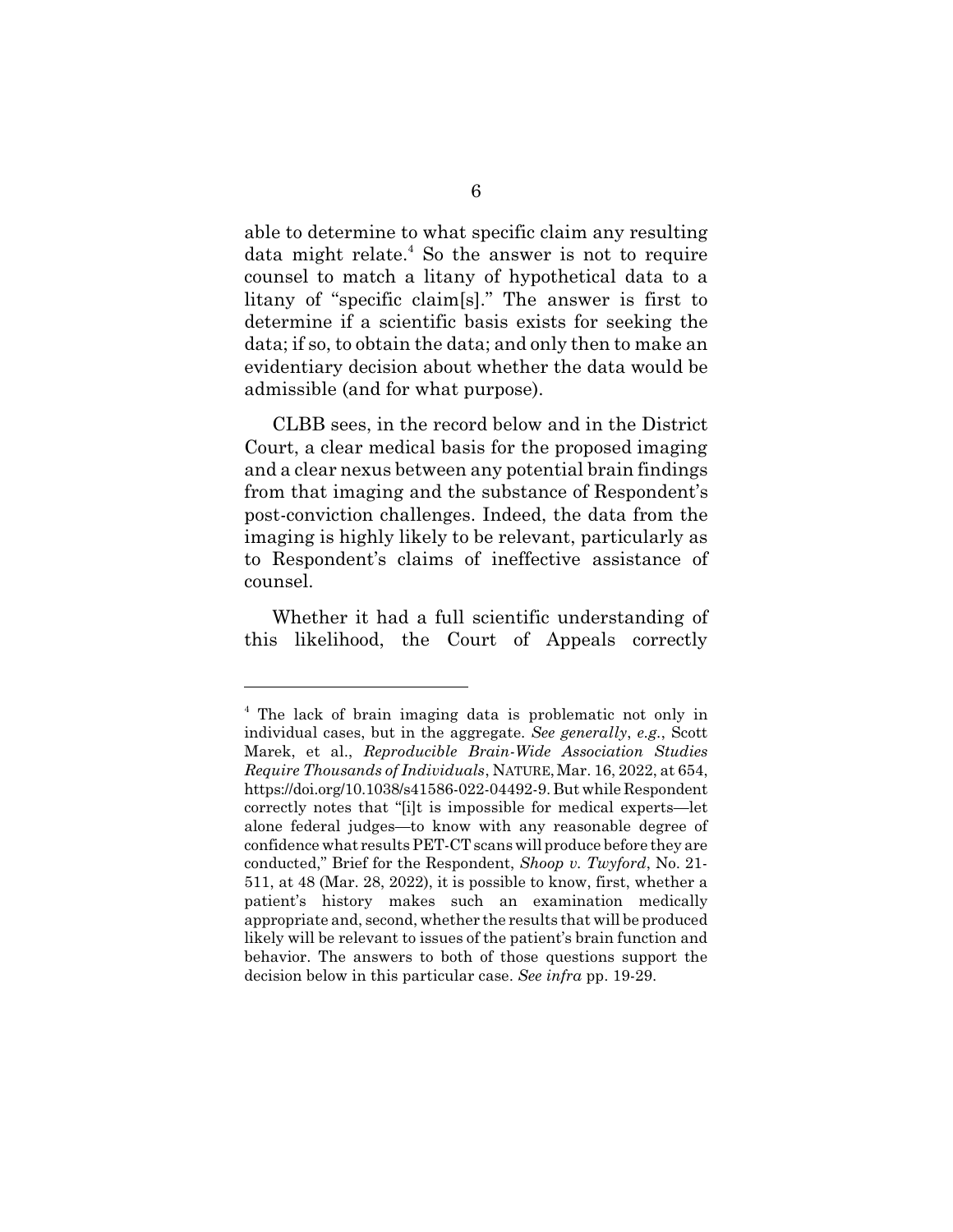able to determine to what specific claim any resulting data might relate.[4] So the answer is not to require counsel to match a litany of hypothetical data to a litany of "specific claim[s]." The answer is first to determine if a scientific basis exists for seeking the data; if so, to obtain the data; and only then to make an evidentiary decision about whether the data would be admissible (and for what purpose).

CLBB sees, in the record below and in the District Court, a clear medical basis for the proposed imaging and a clear nexus between any potential brain findings from that imaging and the substance of Respondent's post-conviction challenges. Indeed, the data from the imaging is highly likely to be relevant, particularly as to Respondent's claims of ineffective assistance of counsel.

Whether it had a full scientific understanding of this likelihood, the Court of Appeals correctly

---

[4] The lack of brain imaging data is problematic not only in individual cases, but in the aggregate. *See generally*, *e.g.*, Scott Marek, et al., *Reproducible Brain-Wide Association Studies Require Thousands of Individuals*, NATURE, Mar. 16, 2022, at 654, https://doi.org/10.1038/s41586-022-04492-9. But while Respondent correctly notes that "[i]t is impossible for medical experts—let alone federal judges—to know with any reasonable degree of confidence what results PET-CT scans will produce before they are conducted," Brief for the Respondent, *Shoop v. Twyford*, No. 21-511, at 48 (Mar. 28, 2022), it is possible to know, first, whether a patient's history makes such an examination medically appropriate and, second, whether the results that will be produced likely will be relevant to issues of the patient's brain function and behavior. The answers to both of those questions support the decision below in this particular case. *See infra* pp. 19-29.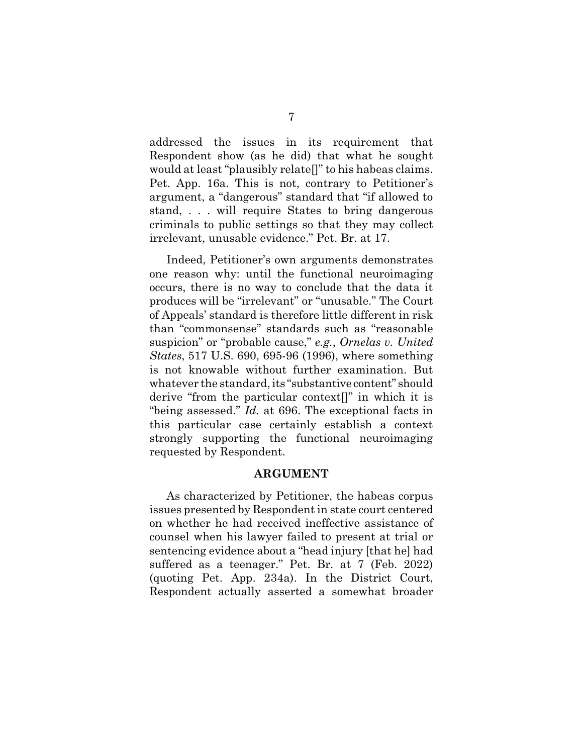addressed the issues in its requirement that Respondent show (as he did) that what he sought would at least "plausibly relate[]" to his habeas claims. Pet. App. 16a. This is not, contrary to Petitioner's argument, a "dangerous" standard that "if allowed to stand, . . . will require States to bring dangerous criminals to public settings so that they may collect irrelevant, unusable evidence." Pet. Br. at 17.

Indeed, Petitioner's own arguments demonstrates one reason why: until the functional neuroimaging occurs, there is no way to conclude that the data it produces will be "irrelevant" or "unusable." The Court of Appeals' standard is therefore little different in risk than "commonsense" standards such as "reasonable suspicion" or "probable cause," *e.g.*, *Ornelas v. United States*, 517 U.S. 690, 695-96 (1996), where something is not knowable without further examination. But whatever the standard, its "substantive content" should derive "from the particular context[]" in which it is "being assessed." *Id.* at 696. The exceptional facts in this particular case certainly establish a context strongly supporting the functional neuroimaging requested by Respondent.

## ARGUMENT

As characterized by Petitioner, the habeas corpus issues presented by Respondent in state court centered on whether he had received ineffective assistance of counsel when his lawyer failed to present at trial or sentencing evidence about a "head injury [that he] had suffered as a teenager." Pet. Br. at 7 (Feb. 2022) (quoting Pet. App. 234a). In the District Court, Respondent actually asserted a somewhat broader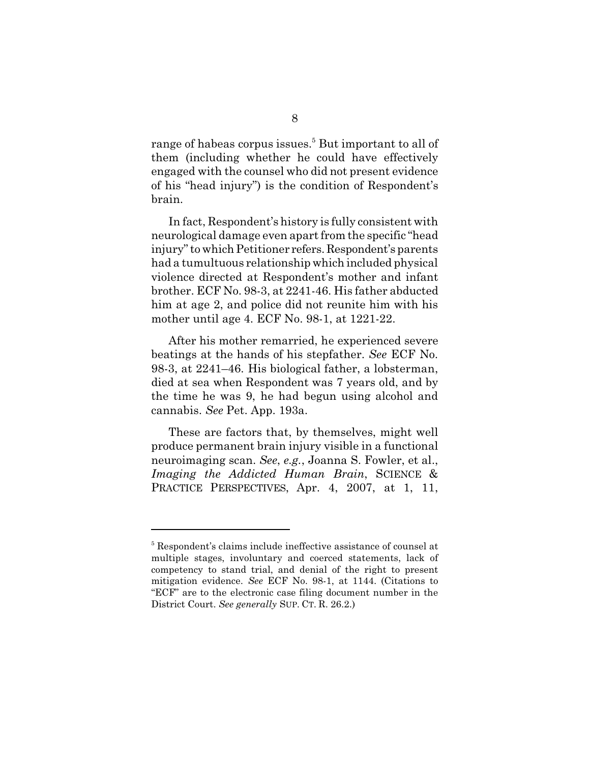range of habeas corpus issues.[5] But important to all of them (including whether he could have effectively engaged with the counsel who did not present evidence of his "head injury") is the condition of Respondent's brain.

In fact, Respondent's history is fully consistent with neurological damage even apart from the specific "head injury" to which Petitioner refers. Respondent's parents had a tumultuous relationship which included physical violence directed at Respondent's mother and infant brother. ECF No. 98-3, at 2241-46. His father abducted him at age 2, and police did not reunite him with his mother until age 4. ECF No. 98-1, at 1221-22.

After his mother remarried, he experienced severe beatings at the hands of his stepfather. *See* ECF No. 98-3, at 2241–46. His biological father, a lobsterman, died at sea when Respondent was 7 years old, and by the time he was 9, he had begun using alcohol and cannabis. *See* Pet. App. 193a.

These are factors that, by themselves, might well produce permanent brain injury visible in a functional neuroimaging scan. *See*, *e.g.*, Joanna S. Fowler, et al., *Imaging the Addicted Human Brain*, SCIENCE & PRACTICE PERSPECTIVES, Apr. 4, 2007, at 1, 11,

---

[5] Respondent's claims include ineffective assistance of counsel at multiple stages, involuntary and coerced statements, lack of competency to stand trial, and denial of the right to present mitigation evidence. *See* ECF No. 98-1, at 1144. (Citations to "ECF" are to the electronic case filing document number in the District Court. *See generally* SUP. CT. R. 26.2.)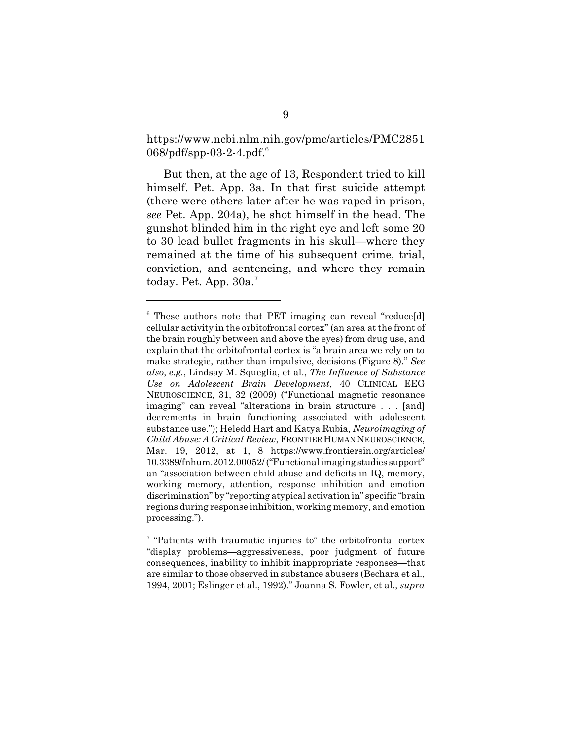https://www.ncbi.nlm.nih.gov/pmc/articles/PMC2851068/pdf/spp-03-2-4.pdf.[6]

But then, at the age of 13, Respondent tried to kill himself. Pet. App. 3a. In that first suicide attempt (there were others later after he was raped in prison, *see* Pet. App. 204a), he shot himself in the head. The gunshot blinded him in the right eye and left some 20 to 30 lead bullet fragments in his skull—where they remained at the time of his subsequent crime, trial, conviction, and sentencing, and where they remain today. Pet. App. 30a.[7]

---

[6] These authors note that PET imaging can reveal "reduce[d] cellular activity in the orbitofrontal cortex" (an area at the front of the brain roughly between and above the eyes) from drug use, and explain that the orbitofrontal cortex is "a brain area we rely on to make strategic, rather than impulsive, decisions (Figure 8)." *See also*, *e.g.*, Lindsay M. Squeglia, et al., *The Influence of Substance Use on Adolescent Brain Development*, 40 CLINICAL EEG NEUROSCIENCE, 31, 32 (2009) ("Functional magnetic resonance imaging" can reveal "alterations in brain structure . . . [and] decrements in brain functioning associated with adolescent substance use."); Heledd Hart and Katya Rubia, *Neuroimaging of Child Abuse: A Critical Review*, FRONTIER HUMAN NEUROSCIENCE, Mar. 19, 2012, at 1, 8 https://www.frontiersin.org/articles/10.3389/fnhum.2012.00052/ ("Functional imaging studies support" an "association between child abuse and deficits in IQ, memory, working memory, attention, response inhibition and emotion discrimination" by "reporting atypical activation in" specific "brain regions during response inhibition, working memory, and emotion processing.").

[7] "Patients with traumatic injuries to" the orbitofrontal cortex "display problems—aggressiveness, poor judgment of future consequences, inability to inhibit inappropriate responses—that are similar to those observed in substance abusers (Bechara et al., 1994, 2001; Eslinger et al., 1992)." Joanna S. Fowler, et al., *supra*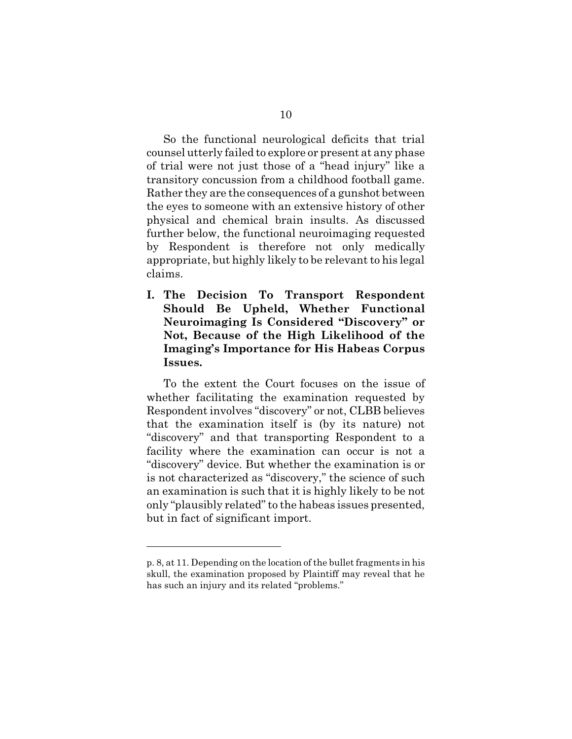So the functional neurological deficits that trial counsel utterly failed to explore or present at any phase of trial were not just those of a "head injury" like a transitory concussion from a childhood football game. Rather they are the consequences of a gunshot between the eyes to someone with an extensive history of other physical and chemical brain insults. As discussed further below, the functional neuroimaging requested by Respondent is therefore not only medically appropriate, but highly likely to be relevant to his legal claims.

## I. The Decision To Transport Respondent Should Be Upheld, Whether Functional Neuroimaging Is Considered "Discovery" or Not, Because of the High Likelihood of the Imaging's Importance for His Habeas Corpus Issues.

To the extent the Court focuses on the issue of whether facilitating the examination requested by Respondent involves "discovery" or not, CLBB believes that the examination itself is (by its nature) not "discovery" and that transporting Respondent to a facility where the examination can occur is not a "discovery" device. But whether the examination is or is not characterized as "discovery," the science of such an examination is such that it is highly likely to be not only "plausibly related" to the habeas issues presented, but in fact of significant import.

---

p. 8, at 11. Depending on the location of the bullet fragments in his skull, the examination proposed by Plaintiff may reveal that he has such an injury and its related "problems."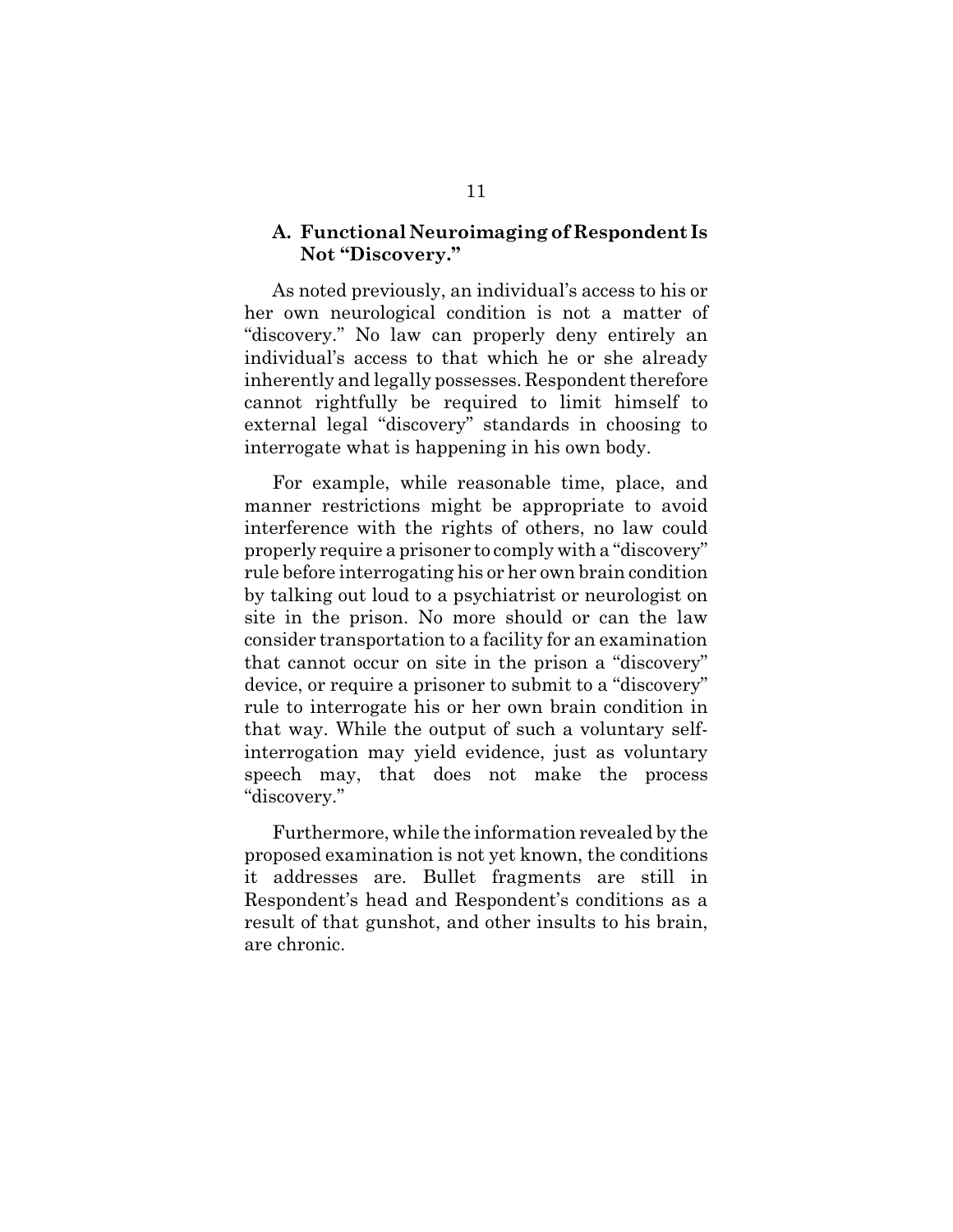### A. Functional Neuroimaging of Respondent Is Not "Discovery."

As noted previously, an individual's access to his or her own neurological condition is not a matter of "discovery." No law can properly deny entirely an individual's access to that which he or she already inherently and legally possesses. Respondent therefore cannot rightfully be required to limit himself to external legal "discovery" standards in choosing to interrogate what is happening in his own body.

For example, while reasonable time, place, and manner restrictions might be appropriate to avoid interference with the rights of others, no law could properly require a prisoner to comply with a "discovery" rule before interrogating his or her own brain condition by talking out loud to a psychiatrist or neurologist on site in the prison. No more should or can the law consider transportation to a facility for an examination that cannot occur on site in the prison a "discovery" device, or require a prisoner to submit to a "discovery" rule to interrogate his or her own brain condition in that way. While the output of such a voluntary self-interrogation may yield evidence, just as voluntary speech may, that does not make the process "discovery."

Furthermore, while the information revealed by the proposed examination is not yet known, the conditions it addresses are. Bullet fragments are still in Respondent's head and Respondent's conditions as a result of that gunshot, and other insults to his brain, are chronic.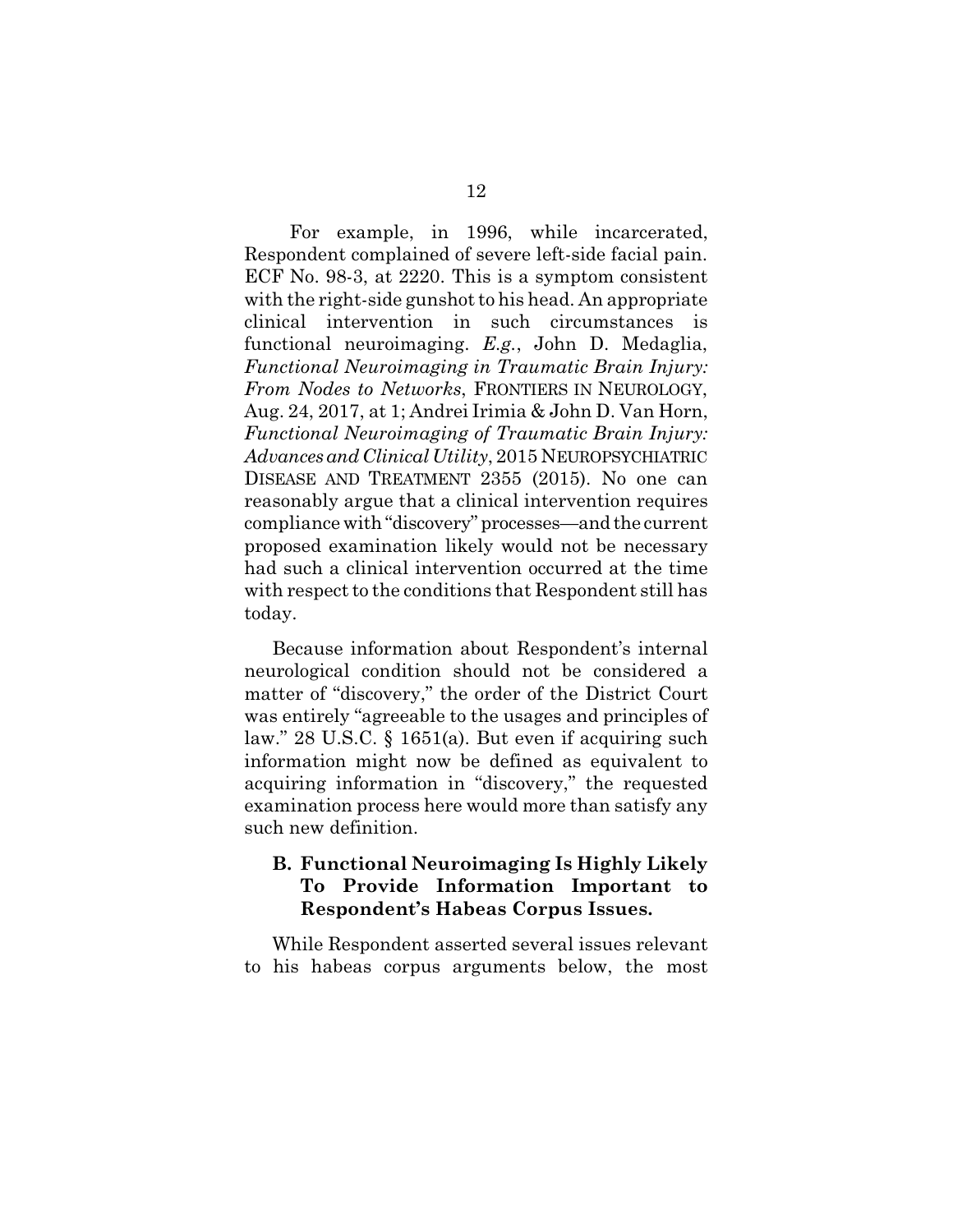For example, in 1996, while incarcerated, Respondent complained of severe left-side facial pain. ECF No. 98-3, at 2220. This is a symptom consistent with the right-side gunshot to his head. An appropriate clinical intervention in such circumstances is functional neuroimaging. *E.g.*, John D. Medaglia, *Functional Neuroimaging in Traumatic Brain Injury: From Nodes to Networks*, FRONTIERS IN NEUROLOGY, Aug. 24, 2017, at 1; Andrei Irimia & John D. Van Horn, *Functional Neuroimaging of Traumatic Brain Injury: Advances and Clinical Utility*, 2015 NEUROPSYCHIATRIC DISEASE AND TREATMENT 2355 (2015). No one can reasonably argue that a clinical intervention requires compliance with "discovery" processes—and the current proposed examination likely would not be necessary had such a clinical intervention occurred at the time with respect to the conditions that Respondent still has today.

Because information about Respondent's internal neurological condition should not be considered a matter of "discovery," the order of the District Court was entirely "agreeable to the usages and principles of law." 28 U.S.C. § 1651(a). But even if acquiring such information might now be defined as equivalent to acquiring information in "discovery," the requested examination process here would more than satisfy any such new definition.

### B. Functional Neuroimaging Is Highly Likely To Provide Information Important to Respondent's Habeas Corpus Issues.

While Respondent asserted several issues relevant to his habeas corpus arguments below, the most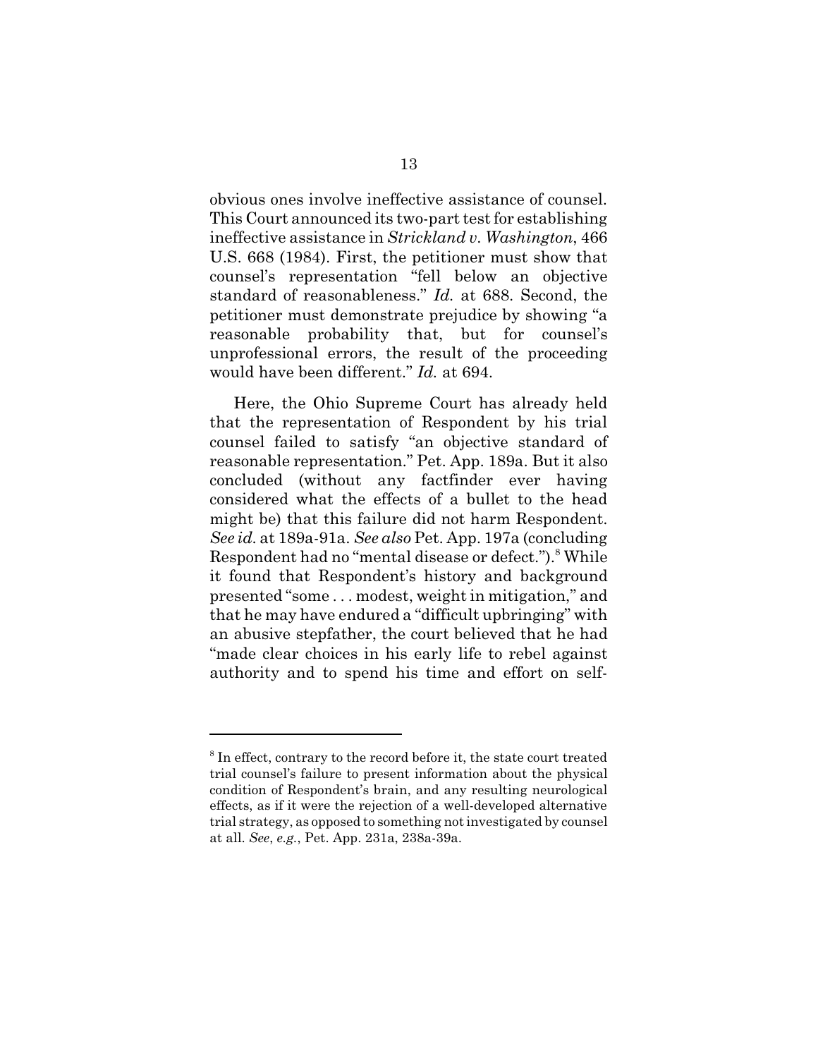obvious ones involve ineffective assistance of counsel. This Court announced its two-part test for establishing ineffective assistance in *Strickland v. Washington*, 466 U.S. 668 (1984). First, the petitioner must show that counsel's representation "fell below an objective standard of reasonableness." *Id.* at 688. Second, the petitioner must demonstrate prejudice by showing "a reasonable probability that, but for counsel's unprofessional errors, the result of the proceeding would have been different." *Id.* at 694.

Here, the Ohio Supreme Court has already held that the representation of Respondent by his trial counsel failed to satisfy "an objective standard of reasonable representation." Pet. App. 189a. But it also concluded (without any factfinder ever having considered what the effects of a bullet to the head might be) that this failure did not harm Respondent. *See id.* at 189a-91a. *See also* Pet. App. 197a (concluding Respondent had no "mental disease or defect.").[8] While it found that Respondent's history and background presented "some . . . modest, weight in mitigation," and that he may have endured a "difficult upbringing" with an abusive stepfather, the court believed that he had "made clear choices in his early life to rebel against authority and to spend his time and effort on self-

[8] In effect, contrary to the record before it, the state court treated trial counsel's failure to present information about the physical condition of Respondent's brain, and any resulting neurological effects, as if it were the rejection of a well-developed alternative trial strategy, as opposed to something not investigated by counsel at all. *See*, *e.g.*, Pet. App. 231a, 238a-39a.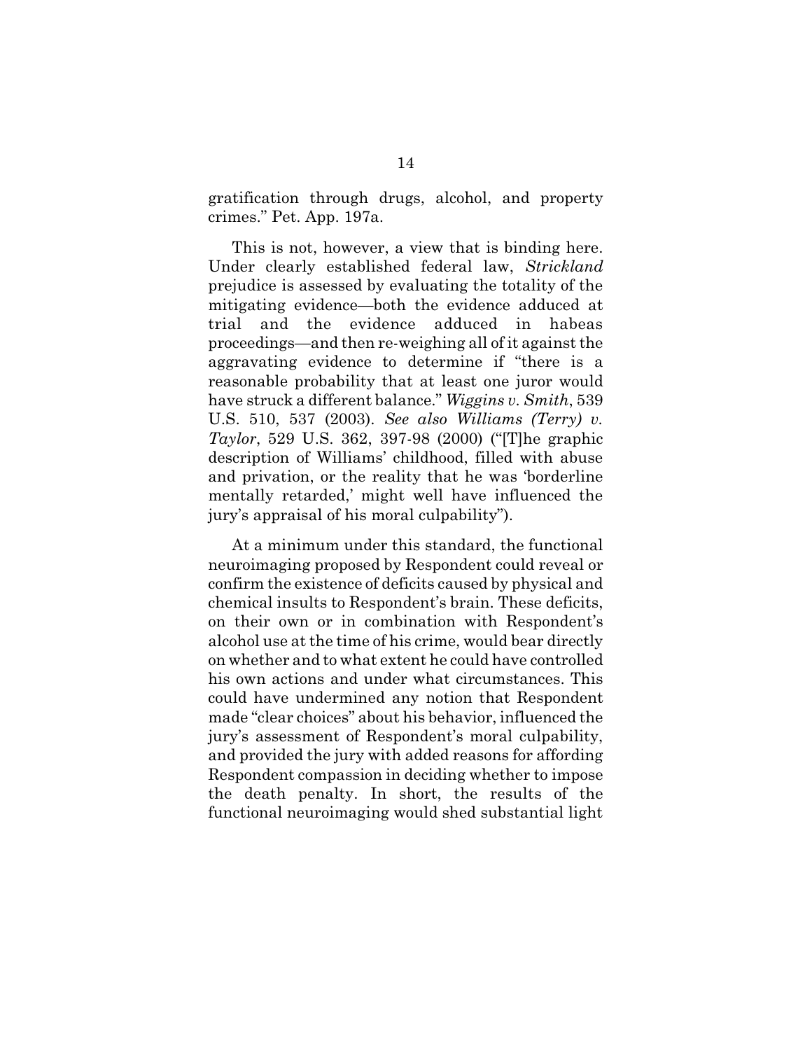gratification through drugs, alcohol, and property crimes." Pet. App. 197a.

This is not, however, a view that is binding here. Under clearly established federal law, *Strickland* prejudice is assessed by evaluating the totality of the mitigating evidence—both the evidence adduced at trial and the evidence adduced in habeas proceedings—and then re-weighing all of it against the aggravating evidence to determine if "there is a reasonable probability that at least one juror would have struck a different balance." *Wiggins v. Smith*, 539 U.S. 510, 537 (2003). *See also Williams (Terry) v. Taylor*, 529 U.S. 362, 397-98 (2000) ("[T]he graphic description of Williams' childhood, filled with abuse and privation, or the reality that he was 'borderline mentally retarded,' might well have influenced the jury's appraisal of his moral culpability").

At a minimum under this standard, the functional neuroimaging proposed by Respondent could reveal or confirm the existence of deficits caused by physical and chemical insults to Respondent's brain. These deficits, on their own or in combination with Respondent's alcohol use at the time of his crime, would bear directly on whether and to what extent he could have controlled his own actions and under what circumstances. This could have undermined any notion that Respondent made "clear choices" about his behavior, influenced the jury's assessment of Respondent's moral culpability, and provided the jury with added reasons for affording Respondent compassion in deciding whether to impose the death penalty. In short, the results of the functional neuroimaging would shed substantial light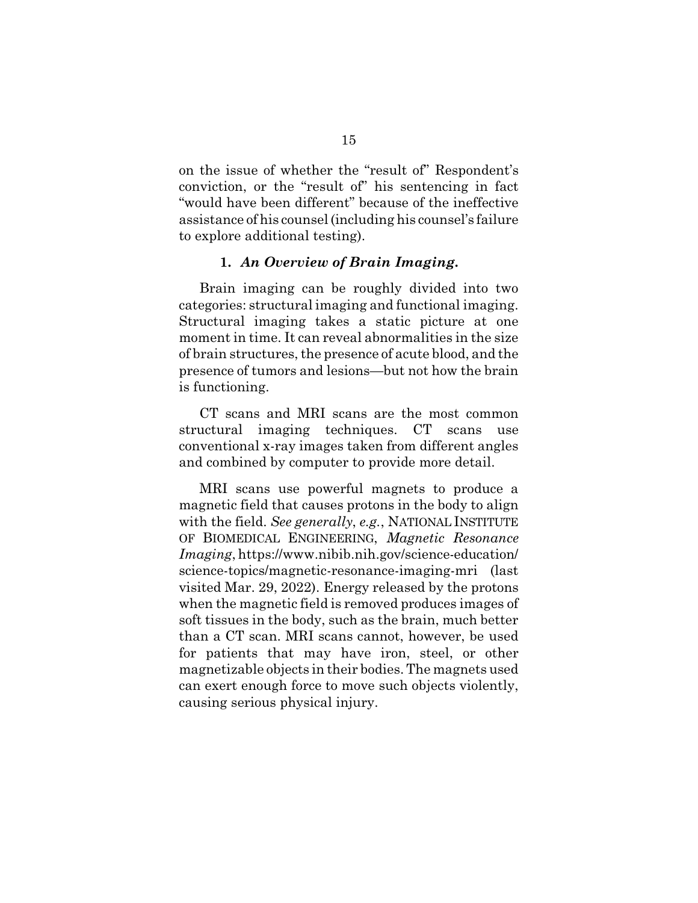on the issue of whether the "result of" Respondent's conviction, or the "result of" his sentencing in fact "would have been different" because of the ineffective assistance of his counsel (including his counsel's failure to explore additional testing).

### 1. *An Overview of Brain Imaging.*

Brain imaging can be roughly divided into two categories: structural imaging and functional imaging. Structural imaging takes a static picture at one moment in time. It can reveal abnormalities in the size of brain structures, the presence of acute blood, and the presence of tumors and lesions—but not how the brain is functioning.

CT scans and MRI scans are the most common structural imaging techniques. CT scans use conventional x-ray images taken from different angles and combined by computer to provide more detail.

MRI scans use powerful magnets to produce a magnetic field that causes protons in the body to align with the field. *See generally*, *e.g.*, NATIONAL INSTITUTE OF BIOMEDICAL ENGINEERING, *Magnetic Resonance Imaging*, https://www.nibib.nih.gov/science-education/science-topics/magnetic-resonance-imaging-mri (last visited Mar. 29, 2022). Energy released by the protons when the magnetic field is removed produces images of soft tissues in the body, such as the brain, much better than a CT scan. MRI scans cannot, however, be used for patients that may have iron, steel, or other magnetizable objects in their bodies. The magnets used can exert enough force to move such objects violently, causing serious physical injury.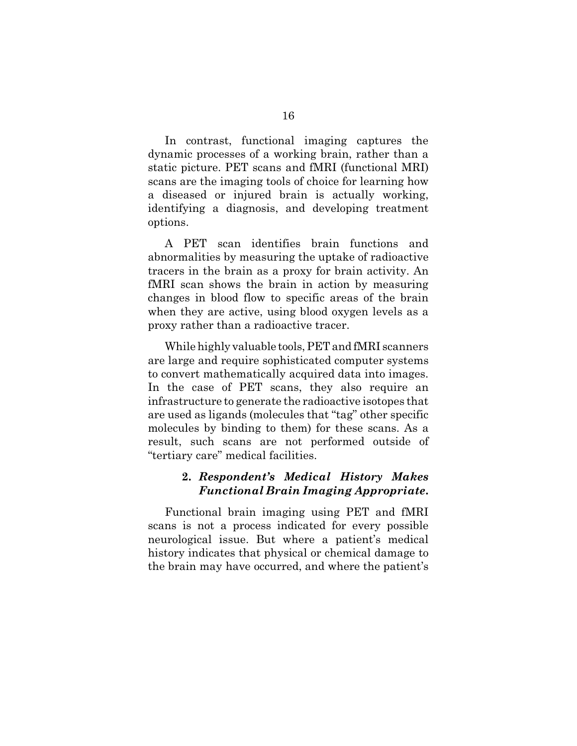In contrast, functional imaging captures the dynamic processes of a working brain, rather than a static picture. PET scans and fMRI (functional MRI) scans are the imaging tools of choice for learning how a diseased or injured brain is actually working, identifying a diagnosis, and developing treatment options.

A PET scan identifies brain functions and abnormalities by measuring the uptake of radioactive tracers in the brain as a proxy for brain activity. An fMRI scan shows the brain in action by measuring changes in blood flow to specific areas of the brain when they are active, using blood oxygen levels as a proxy rather than a radioactive tracer.

While highly valuable tools, PET and fMRI scanners are large and require sophisticated computer systems to convert mathematically acquired data into images. In the case of PET scans, they also require an infrastructure to generate the radioactive isotopes that are used as ligands (molecules that "tag" other specific molecules by binding to them) for these scans. As a result, such scans are not performed outside of "tertiary care" medical facilities.

#### 2. *Respondent's Medical History Makes Functional Brain Imaging Appropriate.*

Functional brain imaging using PET and fMRI scans is not a process indicated for every possible neurological issue. But where a patient's medical history indicates that physical or chemical damage to the brain may have occurred, and where the patient's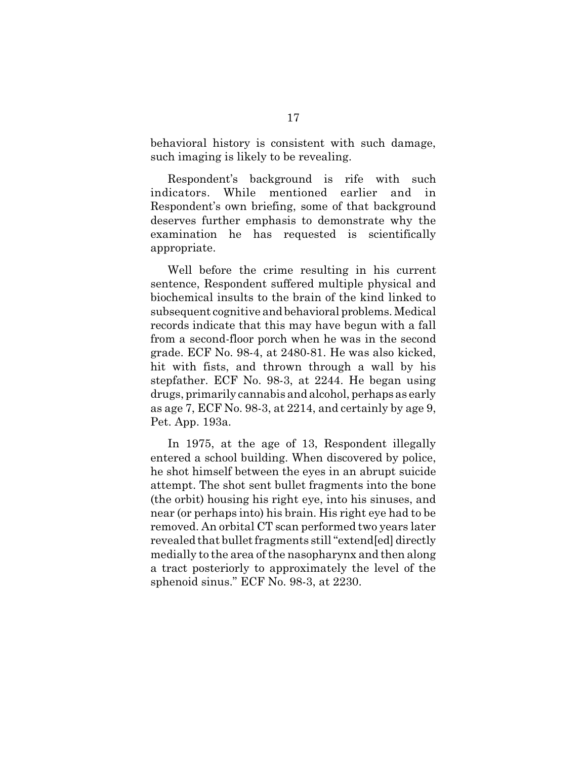behavioral history is consistent with such damage, such imaging is likely to be revealing.

Respondent's background is rife with such indicators. While mentioned earlier and in Respondent's own briefing, some of that background deserves further emphasis to demonstrate why the examination he has requested is scientifically appropriate.

Well before the crime resulting in his current sentence, Respondent suffered multiple physical and biochemical insults to the brain of the kind linked to subsequent cognitive and behavioral problems. Medical records indicate that this may have begun with a fall from a second-floor porch when he was in the second grade. ECF No. 98-4, at 2480-81. He was also kicked, hit with fists, and thrown through a wall by his stepfather. ECF No. 98-3, at 2244. He began using drugs, primarily cannabis and alcohol, perhaps as early as age 7, ECF No. 98-3, at 2214, and certainly by age 9, Pet. App. 193a.

In 1975, at the age of 13, Respondent illegally entered a school building. When discovered by police, he shot himself between the eyes in an abrupt suicide attempt. The shot sent bullet fragments into the bone (the orbit) housing his right eye, into his sinuses, and near (or perhaps into) his brain. His right eye had to be removed. An orbital CT scan performed two years later revealed that bullet fragments still "extend[ed] directly medially to the area of the nasopharynx and then along a tract posteriorly to approximately the level of the sphenoid sinus." ECF No. 98-3, at 2230.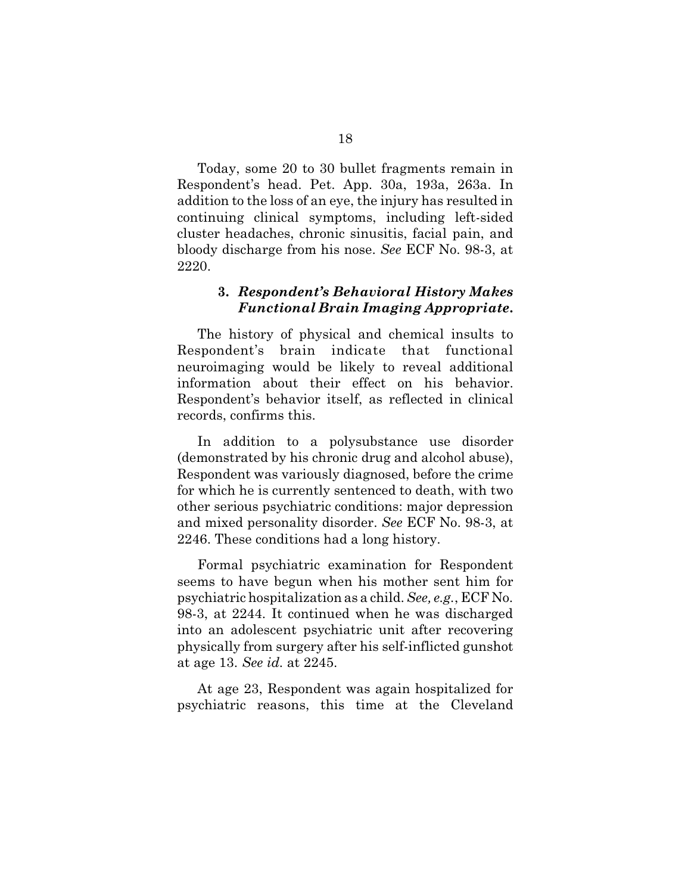Today, some 20 to 30 bullet fragments remain in Respondent's head. Pet. App. 30a, 193a, 263a. In addition to the loss of an eye, the injury has resulted in continuing clinical symptoms, including left-sided cluster headaches, chronic sinusitis, facial pain, and bloody discharge from his nose. *See* ECF No. 98-3, at 2220.

### 3. *Respondent's Behavioral History Makes Functional Brain Imaging Appropriate.*

The history of physical and chemical insults to Respondent's brain indicate that functional neuroimaging would be likely to reveal additional information about their effect on his behavior. Respondent's behavior itself, as reflected in clinical records, confirms this.

In addition to a polysubstance use disorder (demonstrated by his chronic drug and alcohol abuse), Respondent was variously diagnosed, before the crime for which he is currently sentenced to death, with two other serious psychiatric conditions: major depression and mixed personality disorder. *See* ECF No. 98-3, at 2246. These conditions had a long history.

Formal psychiatric examination for Respondent seems to have begun when his mother sent him for psychiatric hospitalization as a child. *See, e.g.*, ECF No. 98-3, at 2244. It continued when he was discharged into an adolescent psychiatric unit after recovering physically from surgery after his self-inflicted gunshot at age 13. *See id.* at 2245.

At age 23, Respondent was again hospitalized for psychiatric reasons, this time at the Cleveland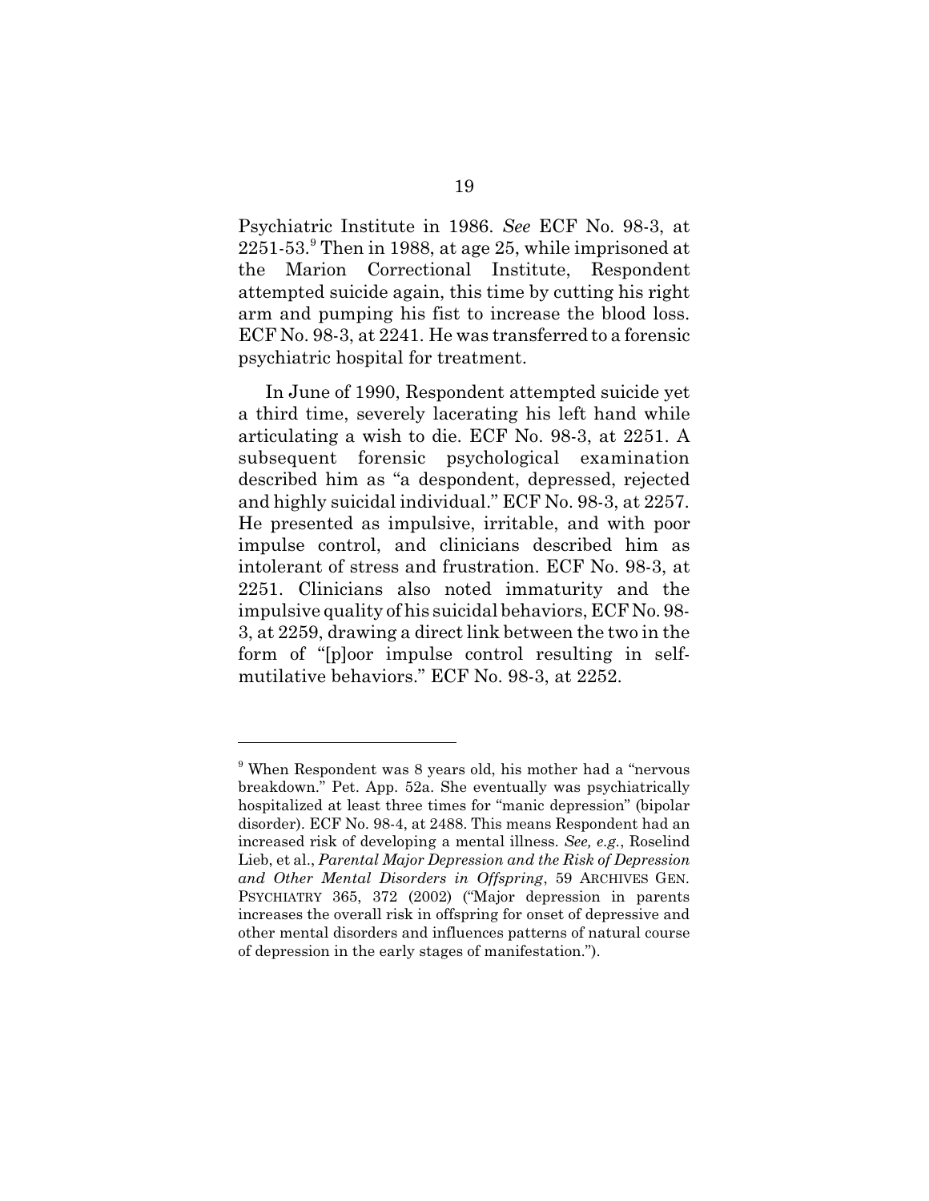Psychiatric Institute in 1986. *See* ECF No. 98-3, at 2251-53.[9] Then in 1988, at age 25, while imprisoned at the Marion Correctional Institute, Respondent attempted suicide again, this time by cutting his right arm and pumping his fist to increase the blood loss. ECF No. 98-3, at 2241. He was transferred to a forensic psychiatric hospital for treatment.

In June of 1990, Respondent attempted suicide yet a third time, severely lacerating his left hand while articulating a wish to die. ECF No. 98-3, at 2251. A subsequent forensic psychological examination described him as "a despondent, depressed, rejected and highly suicidal individual." ECF No. 98-3, at 2257. He presented as impulsive, irritable, and with poor impulse control, and clinicians described him as intolerant of stress and frustration. ECF No. 98-3, at 2251. Clinicians also noted immaturity and the impulsive quality of his suicidal behaviors, ECF No. 98-3, at 2259, drawing a direct link between the two in the form of "[p]oor impulse control resulting in self-mutilative behaviors." ECF No. 98-3, at 2252.

---

[9] When Respondent was 8 years old, his mother had a "nervous breakdown." Pet. App. 52a. She eventually was psychiatrically hospitalized at least three times for "manic depression" (bipolar disorder). ECF No. 98-4, at 2488. This means Respondent had an increased risk of developing a mental illness. *See, e.g.*, Roselind Lieb, et al., *Parental Major Depression and the Risk of Depression and Other Mental Disorders in Offspring*, 59 ARCHIVES GEN. PSYCHIATRY 365, 372 (2002) ("Major depression in parents increases the overall risk in offspring for onset of depressive and other mental disorders and influences patterns of natural course of depression in the early stages of manifestation.").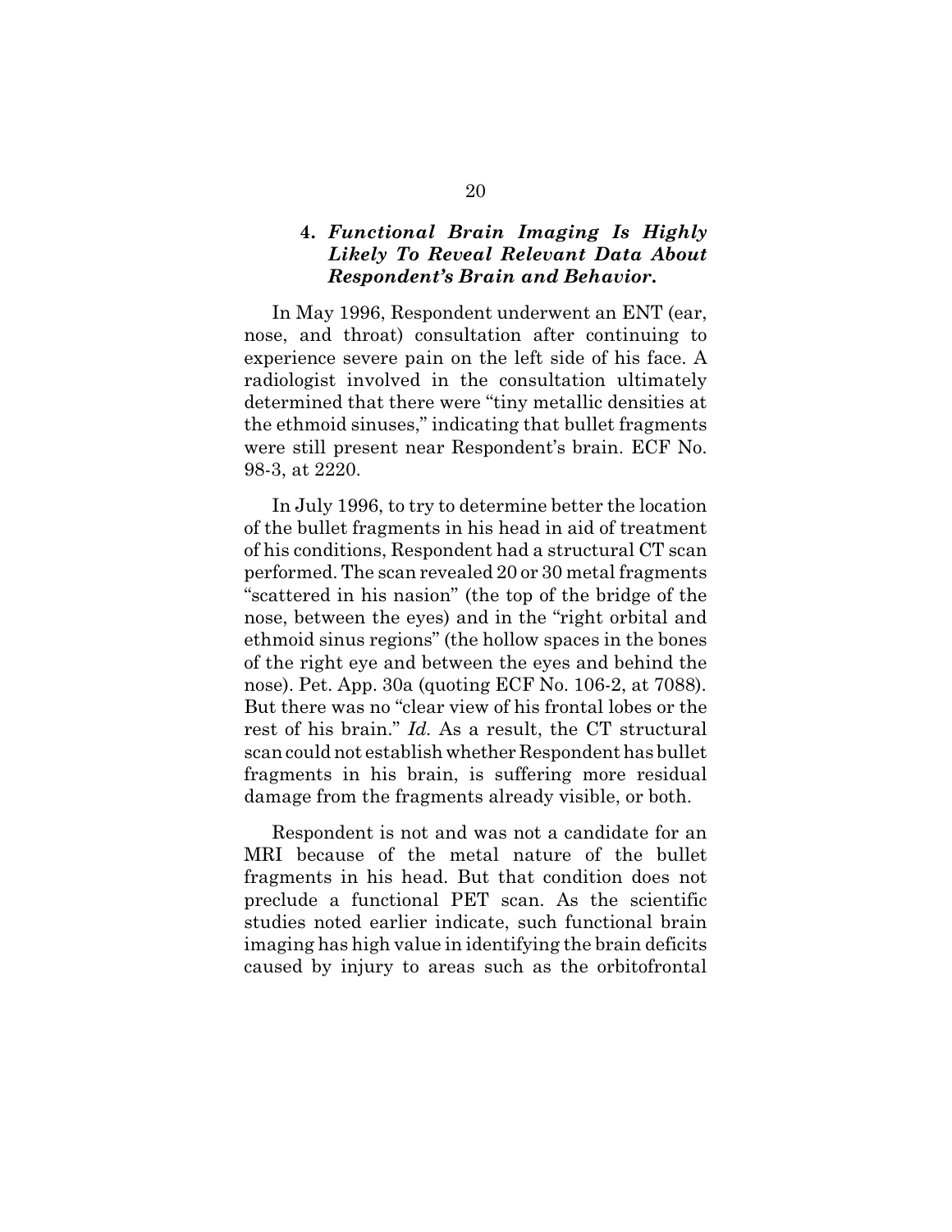### 4. *Functional Brain Imaging Is Highly Likely To Reveal Relevant Data About Respondent's Brain and Behavior.*

In May 1996, Respondent underwent an ENT (ear, nose, and throat) consultation after continuing to experience severe pain on the left side of his face. A radiologist involved in the consultation ultimately determined that there were "tiny metallic densities at the ethmoid sinuses," indicating that bullet fragments were still present near Respondent's brain. ECF No. 98-3, at 2220.

In July 1996, to try to determine better the location of the bullet fragments in his head in aid of treatment of his conditions, Respondent had a structural CT scan performed. The scan revealed 20 or 30 metal fragments "scattered in his nasion" (the top of the bridge of the nose, between the eyes) and in the "right orbital and ethmoid sinus regions" (the hollow spaces in the bones of the right eye and between the eyes and behind the nose). Pet. App. 30a (quoting ECF No. 106-2, at 7088). But there was no "clear view of his frontal lobes or the rest of his brain." *Id.* As a result, the CT structural scan could not establish whether Respondent has bullet fragments in his brain, is suffering more residual damage from the fragments already visible, or both.

Respondent is not and was not a candidate for an MRI because of the metal nature of the bullet fragments in his head. But that condition does not preclude a functional PET scan. As the scientific studies noted earlier indicate, such functional brain imaging has high value in identifying the brain deficits caused by injury to areas such as the orbitofrontal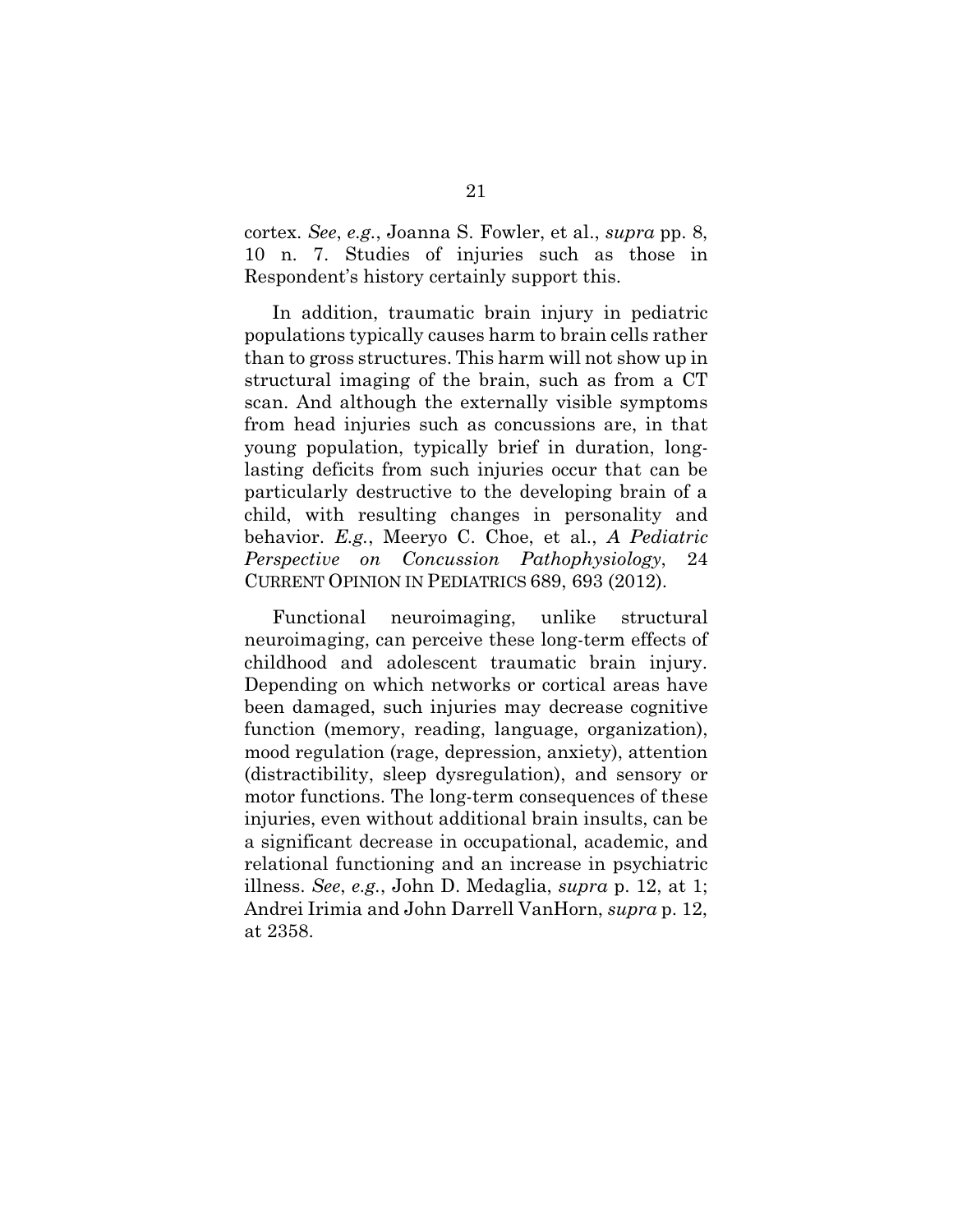cortex. *See*, *e.g.*, Joanna S. Fowler, et al., *supra* pp. 8, 10 n. 7. Studies of injuries such as those in Respondent's history certainly support this.

In addition, traumatic brain injury in pediatric populations typically causes harm to brain cells rather than to gross structures. This harm will not show up in structural imaging of the brain, such as from a CT scan. And although the externally visible symptoms from head injuries such as concussions are, in that young population, typically brief in duration, long-lasting deficits from such injuries occur that can be particularly destructive to the developing brain of a child, with resulting changes in personality and behavior. *E.g.*, Meeryo C. Choe, et al., *A Pediatric Perspective on Concussion Pathophysiology*, 24 CURRENT OPINION IN PEDIATRICS 689, 693 (2012).

Functional neuroimaging, unlike structural neuroimaging, can perceive these long-term effects of childhood and adolescent traumatic brain injury. Depending on which networks or cortical areas have been damaged, such injuries may decrease cognitive function (memory, reading, language, organization), mood regulation (rage, depression, anxiety), attention (distractibility, sleep dysregulation), and sensory or motor functions. The long-term consequences of these injuries, even without additional brain insults, can be a significant decrease in occupational, academic, and relational functioning and an increase in psychiatric illness. *See*, *e.g.*, John D. Medaglia, *supra* p. 12, at 1; Andrei Irimia and John Darrell VanHorn, *supra* p. 12, at 2358.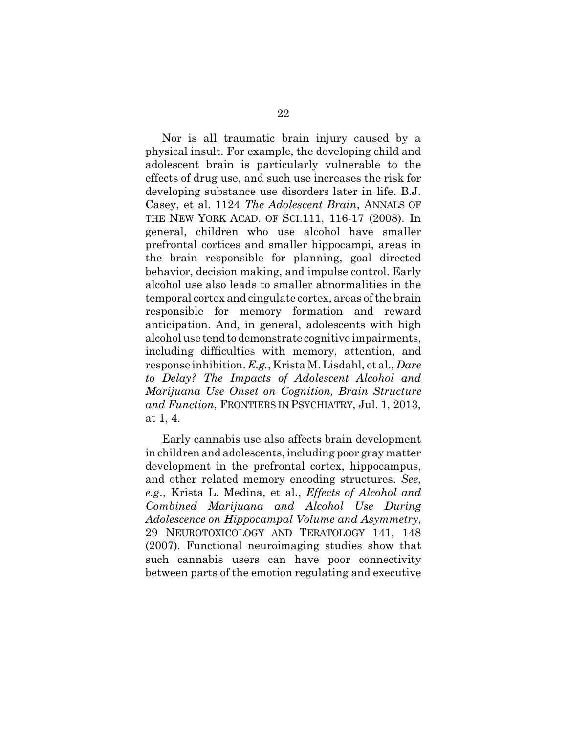Nor is all traumatic brain injury caused by a physical insult. For example, the developing child and adolescent brain is particularly vulnerable to the effects of drug use, and such use increases the risk for developing substance use disorders later in life. B.J. Casey, et al. 1124 *The Adolescent Brain*, ANNALS OF THE NEW YORK ACAD. OF SCI.111, 116-17 (2008). In general, children who use alcohol have smaller prefrontal cortices and smaller hippocampi, areas in the brain responsible for planning, goal directed behavior, decision making, and impulse control. Early alcohol use also leads to smaller abnormalities in the temporal cortex and cingulate cortex, areas of the brain responsible for memory formation and reward anticipation. And, in general, adolescents with high alcohol use tend to demonstrate cognitive impairments, including difficulties with memory, attention, and response inhibition. *E.g.*, Krista M. Lisdahl, et al., *Dare to Delay? The Impacts of Adolescent Alcohol and Marijuana Use Onset on Cognition, Brain Structure and Function*, FRONTIERS IN PSYCHIATRY, Jul. 1, 2013, at 1, 4.

Early cannabis use also affects brain development in children and adolescents, including poor gray matter development in the prefrontal cortex, hippocampus, and other related memory encoding structures. *See, e.g*., Krista L. Medina, et al., *Effects of Alcohol and Combined Marijuana and Alcohol Use During Adolescence on Hippocampal Volume and Asymmetry*, 29 NEUROTOXICOLOGY AND TERATOLOGY 141, 148 (2007). Functional neuroimaging studies show that such cannabis users can have poor connectivity between parts of the emotion regulating and executive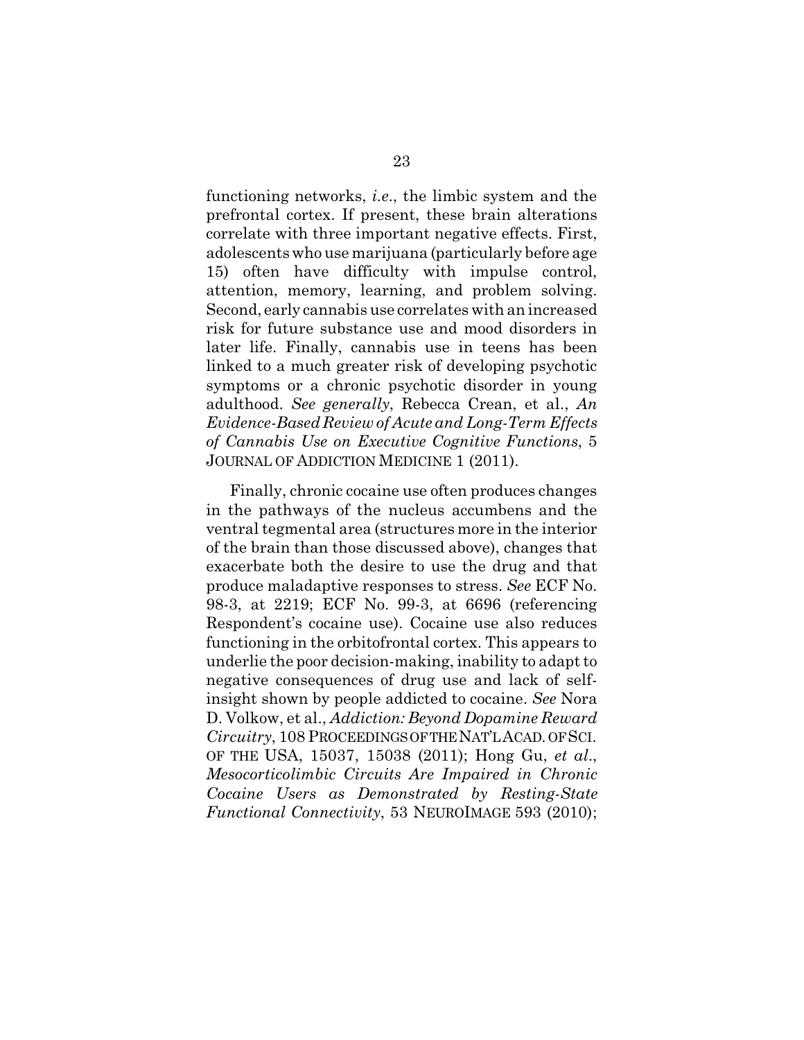functioning networks, *i.e.*, the limbic system and the prefrontal cortex. If present, these brain alterations correlate with three important negative effects. First, adolescents who use marijuana (particularly before age 15) often have difficulty with impulse control, attention, memory, learning, and problem solving. Second, early cannabis use correlates with an increased risk for future substance use and mood disorders in later life. Finally, cannabis use in teens has been linked to a much greater risk of developing psychotic symptoms or a chronic psychotic disorder in young adulthood. *See generally*, Rebecca Crean, et al., *An Evidence-Based Review of Acute and Long-Term Effects of Cannabis Use on Executive Cognitive Functions*, 5 JOURNAL OF ADDICTION MEDICINE 1 (2011).

Finally, chronic cocaine use often produces changes in the pathways of the nucleus accumbens and the ventral tegmental area (structures more in the interior of the brain than those discussed above), changes that exacerbate both the desire to use the drug and that produce maladaptive responses to stress. *See* ECF No. 98-3, at 2219; ECF No. 99-3, at 6696 (referencing Respondent's cocaine use). Cocaine use also reduces functioning in the orbitofrontal cortex. This appears to underlie the poor decision-making, inability to adapt to negative consequences of drug use and lack of self-insight shown by people addicted to cocaine. *See* Nora D. Volkow, et al., *Addiction: Beyond Dopamine Reward Circuitry*, 108 PROCEEDINGS OF THE NAT'L ACAD. OF SCI. OF THE USA, 15037, 15038 (2011); Hong Gu, *et al*., *Mesocorticolimbic Circuits Are Impaired in Chronic Cocaine Users as Demonstrated by Resting-State Functional Connectivity*, 53 NEUROIMAGE 593 (2010);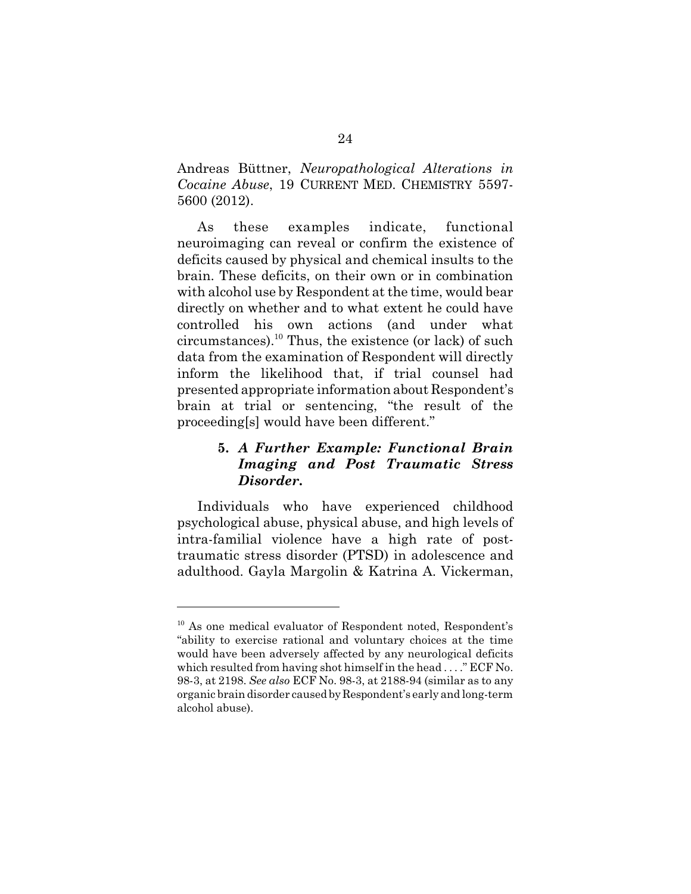Andreas Büttner, *Neuropathological Alterations in Cocaine Abuse*, 19 CURRENT MED. CHEMISTRY 5597-5600 (2012).

As these examples indicate, functional neuroimaging can reveal or confirm the existence of deficits caused by physical and chemical insults to the brain. These deficits, on their own or in combination with alcohol use by Respondent at the time, would bear directly on whether and to what extent he could have controlled his own actions (and under what circumstances).[10] Thus, the existence (or lack) of such data from the examination of Respondent will directly inform the likelihood that, if trial counsel had presented appropriate information about Respondent's brain at trial or sentencing, "the result of the proceeding[s] would have been different."

### 5. *A Further Example: Functional Brain Imaging and Post Traumatic Stress Disorder.*

Individuals who have experienced childhood psychological abuse, physical abuse, and high levels of intra-familial violence have a high rate of post-traumatic stress disorder (PTSD) in adolescence and adulthood. Gayla Margolin & Katrina A. Vickerman,

---

[10] As one medical evaluator of Respondent noted, Respondent's "ability to exercise rational and voluntary choices at the time would have been adversely affected by any neurological deficits which resulted from having shot himself in the head . . . ." ECF No. 98-3, at 2198. *See also* ECF No. 98-3, at 2188-94 (similar as to any organic brain disorder caused by Respondent's early and long-term alcohol abuse).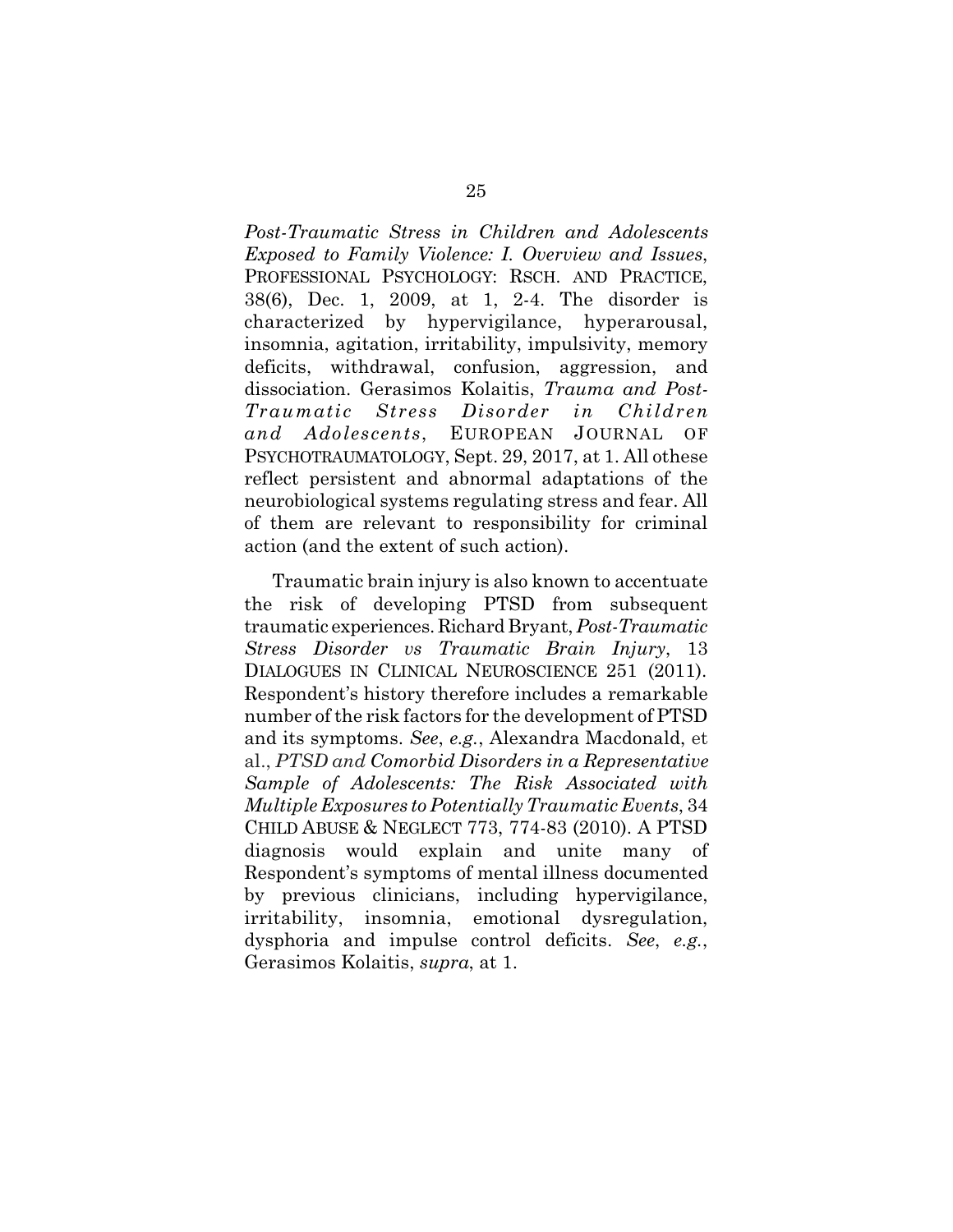*Post-Traumatic Stress in Children and Adolescents Exposed to Family Violence: I. Overview and Issues*, PROFESSIONAL PSYCHOLOGY: RSCH. AND PRACTICE, 38(6), Dec. 1, 2009, at 1, 2-4. The disorder is characterized by hypervigilance, hyperarousal, insomnia, agitation, irritability, impulsivity, memory deficits, withdrawal, confusion, aggression, and dissociation. Gerasimos Kolaitis, *Trauma and Post-Traumatic Stress Disorder in Children and Adolescents*, EUROPEAN JOURNAL OF PSYCHOTRAUMATOLOGY, Sept. 29, 2017, at 1. All othese reflect persistent and abnormal adaptations of the neurobiological systems regulating stress and fear. All of them are relevant to responsibility for criminal action (and the extent of such action).

Traumatic brain injury is also known to accentuate the risk of developing PTSD from subsequent traumatic experiences. Richard Bryant, *Post-Traumatic Stress Disorder vs Traumatic Brain Injury*, 13 DIALOGUES IN CLINICAL NEUROSCIENCE 251 (2011). Respondent's history therefore includes a remarkable number of the risk factors for the development of PTSD and its symptoms. *See*, *e.g.*, Alexandra Macdonald, et al., *PTSD and Comorbid Disorders in a Representative Sample of Adolescents: The Risk Associated with Multiple Exposures to Potentially Traumatic Events*, 34 CHILD ABUSE & NEGLECT 773, 774-83 (2010). A PTSD diagnosis would explain and unite many of Respondent's symptoms of mental illness documented by previous clinicians, including hypervigilance, irritability, insomnia, emotional dysregulation, dysphoria and impulse control deficits. *See*, *e.g.*, Gerasimos Kolaitis, *supra*, at 1.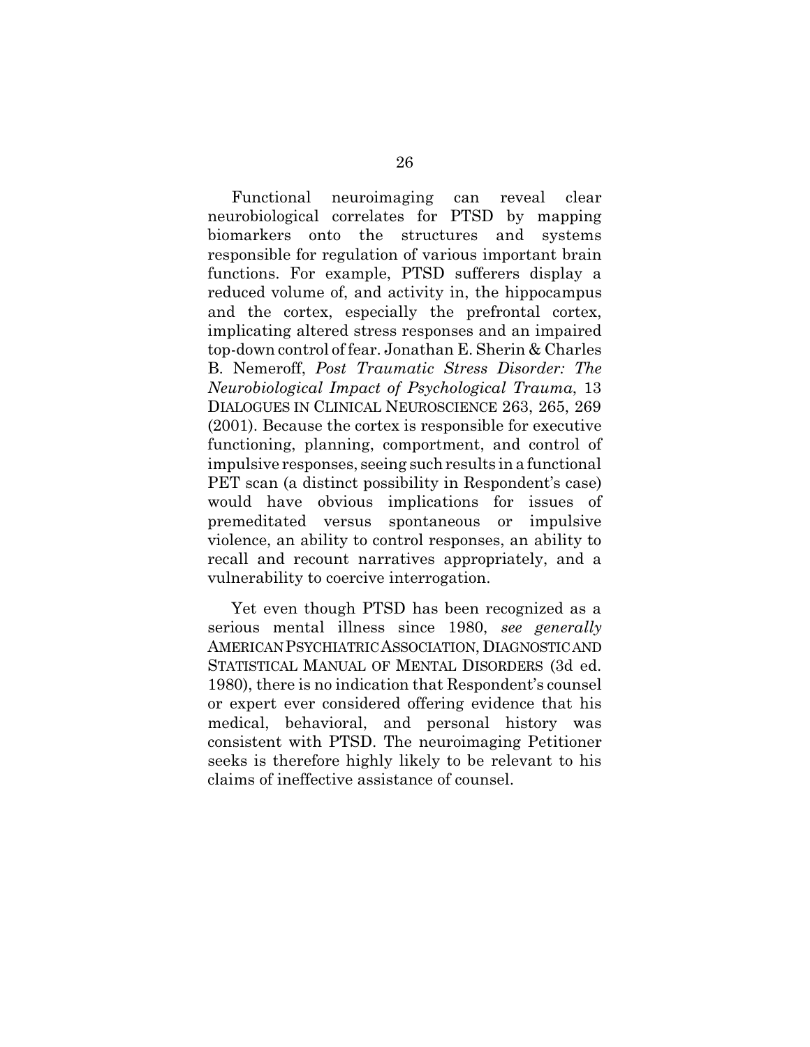Functional neuroimaging can reveal clear neurobiological correlates for PTSD by mapping biomarkers onto the structures and systems responsible for regulation of various important brain functions. For example, PTSD sufferers display a reduced volume of, and activity in, the hippocampus and the cortex, especially the prefrontal cortex, implicating altered stress responses and an impaired top-down control of fear. Jonathan E. Sherin & Charles B. Nemeroff, *Post Traumatic Stress Disorder: The Neurobiological Impact of Psychological Trauma*, 13 DIALOGUES IN CLINICAL NEUROSCIENCE 263, 265, 269 (2001). Because the cortex is responsible for executive functioning, planning, comportment, and control of impulsive responses, seeing such results in a functional PET scan (a distinct possibility in Respondent's case) would have obvious implications for issues of premeditated versus spontaneous or impulsive violence, an ability to control responses, an ability to recall and recount narratives appropriately, and a vulnerability to coercive interrogation.

Yet even though PTSD has been recognized as a serious mental illness since 1980, *see generally* AMERICAN PSYCHIATRIC ASSOCIATION, DIAGNOSTIC AND STATISTICAL MANUAL OF MENTAL DISORDERS (3d ed. 1980), there is no indication that Respondent's counsel or expert ever considered offering evidence that his medical, behavioral, and personal history was consistent with PTSD. The neuroimaging Petitioner seeks is therefore highly likely to be relevant to his claims of ineffective assistance of counsel.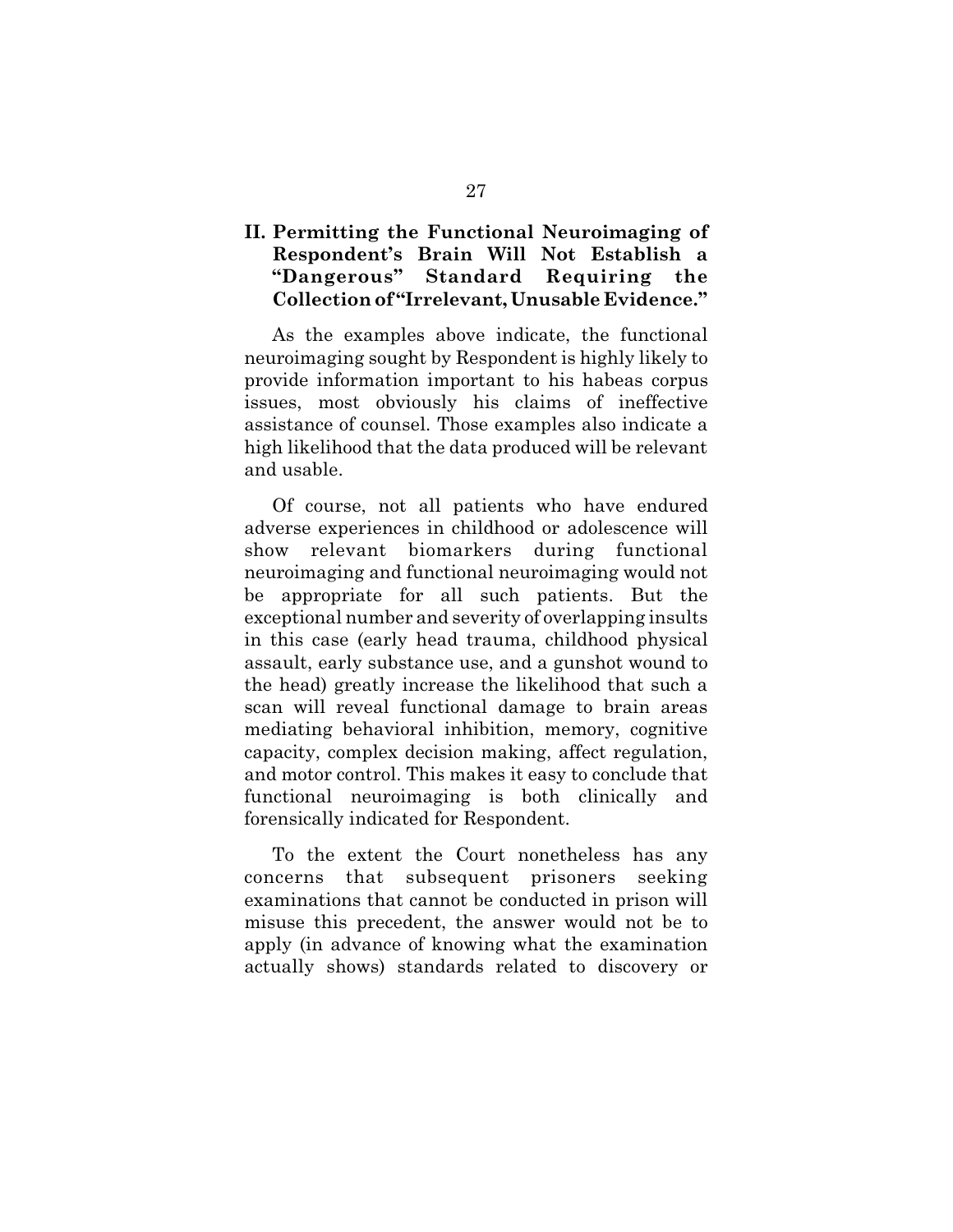## II. Permitting the Functional Neuroimaging of Respondent's Brain Will Not Establish a "Dangerous" Standard Requiring the Collection of "Irrelevant, Unusable Evidence."

As the examples above indicate, the functional neuroimaging sought by Respondent is highly likely to provide information important to his habeas corpus issues, most obviously his claims of ineffective assistance of counsel. Those examples also indicate a high likelihood that the data produced will be relevant and usable.

Of course, not all patients who have endured adverse experiences in childhood or adolescence will show relevant biomarkers during functional neuroimaging and functional neuroimaging would not be appropriate for all such patients. But the exceptional number and severity of overlapping insults in this case (early head trauma, childhood physical assault, early substance use, and a gunshot wound to the head) greatly increase the likelihood that such a scan will reveal functional damage to brain areas mediating behavioral inhibition, memory, cognitive capacity, complex decision making, affect regulation, and motor control. This makes it easy to conclude that functional neuroimaging is both clinically and forensically indicated for Respondent.

To the extent the Court nonetheless has any concerns that subsequent prisoners seeking examinations that cannot be conducted in prison will misuse this precedent, the answer would not be to apply (in advance of knowing what the examination actually shows) standards related to discovery or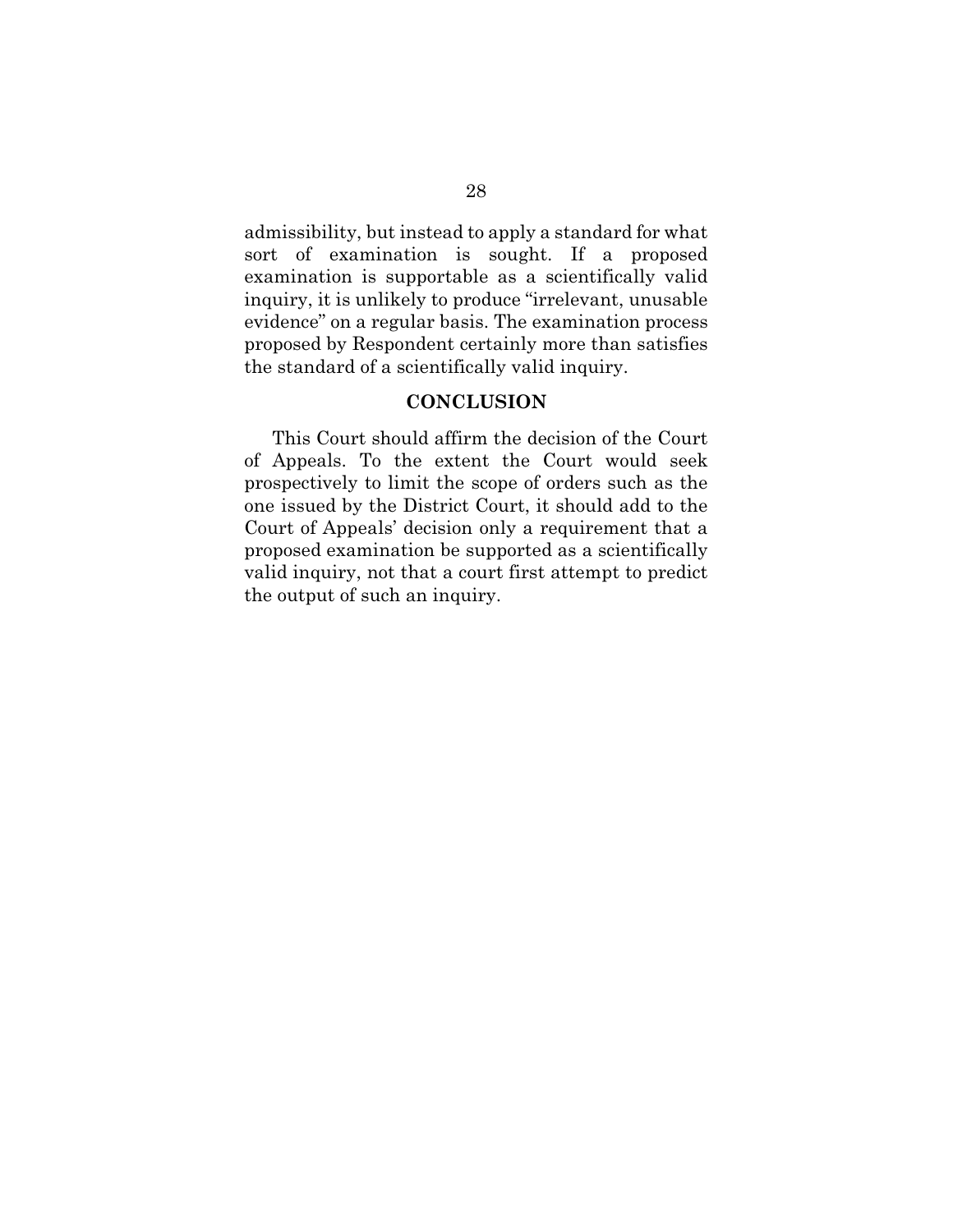admissibility, but instead to apply a standard for what sort of examination is sought. If a proposed examination is supportable as a scientifically valid inquiry, it is unlikely to produce "irrelevant, unusable evidence" on a regular basis. The examination process proposed by Respondent certainly more than satisfies the standard of a scientifically valid inquiry.

## CONCLUSION

This Court should affirm the decision of the Court of Appeals. To the extent the Court would seek prospectively to limit the scope of orders such as the one issued by the District Court, it should add to the Court of Appeals' decision only a requirement that a proposed examination be supported as a scientifically valid inquiry, not that a court first attempt to predict the output of such an inquiry.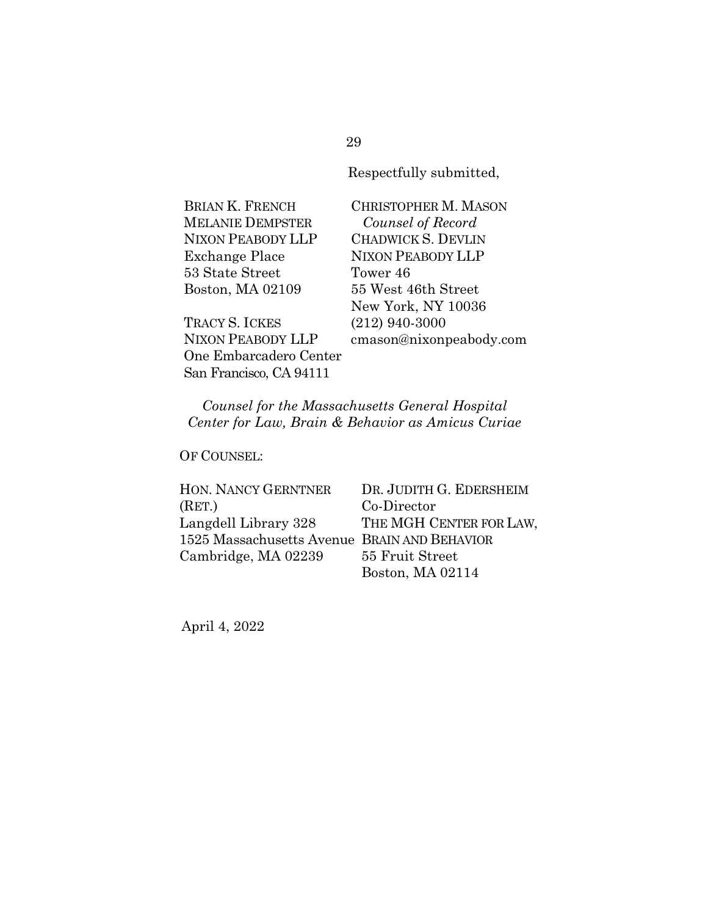Respectfully submitted,

BRIAN K. FRENCH
MELANIE DEMPSTER
NIXON PEABODY LLP
Exchange Place
53 State Street
Boston, MA 02109

TRACY S. ICKES
NIXON PEABODY LLP
One Embarcadero Center
San Francisco, CA 94111

CHRISTOPHER M. MASON
*Counsel of Record*
CHADWICK S. DEVLIN
NIXON PEABODY LLP
Tower 46
55 West 46th Street
New York, NY 10036
(212) 940-3000
cmason@nixonpeabody.com

*Counsel for the Massachusetts General Hospital Center for Law, Brain & Behavior as Amicus Curiae*

OF COUNSEL:

HON. NANCY GERNTNER (RET.)
Langdell Library 328
1525 Massachusetts Avenue
Cambridge, MA 02239

DR. JUDITH G. EDERSHEIM
Co-Director
THE MGH CENTER FOR LAW, BRAIN AND BEHAVIOR
55 Fruit Street
Boston, MA 02114

April 4, 2022